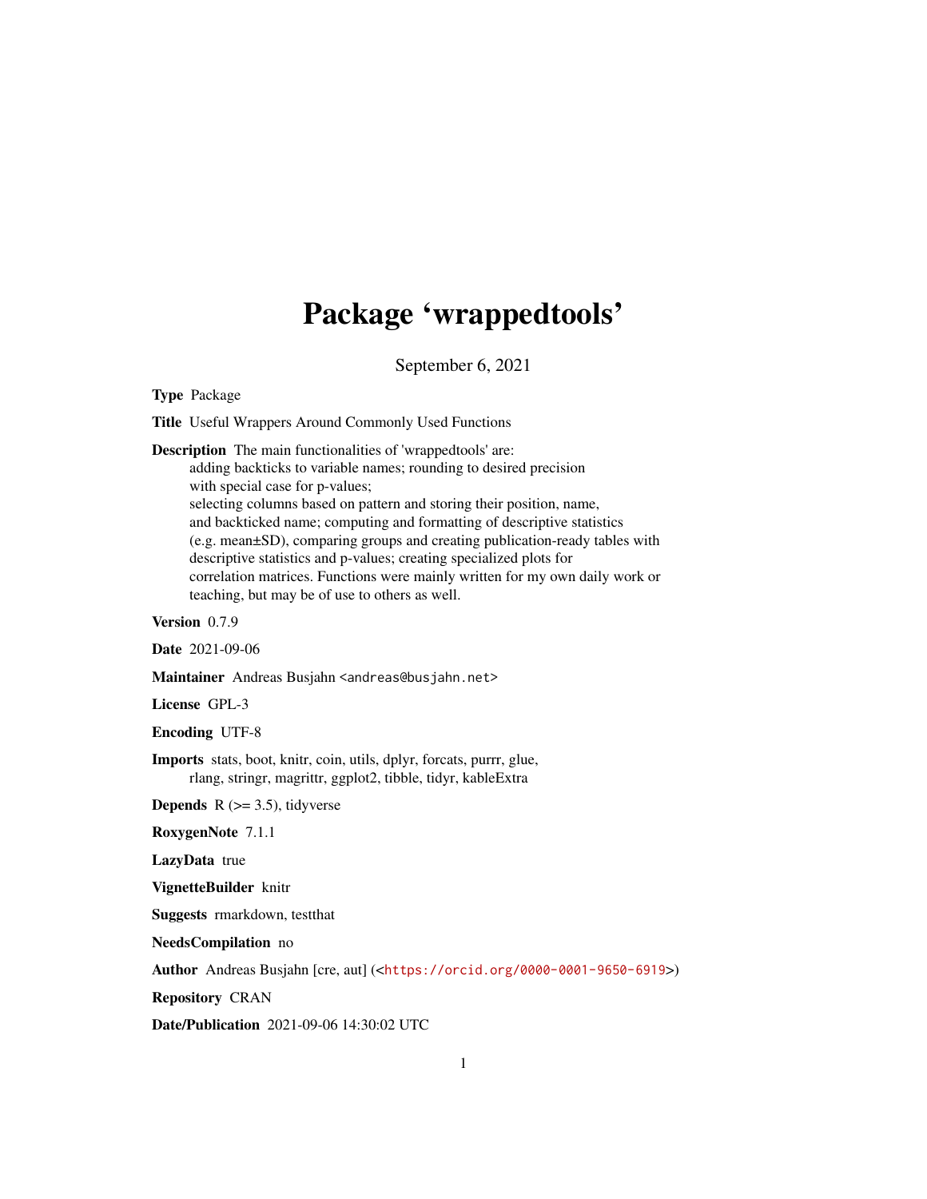# Package 'wrappedtools'

September 6, 2021

**Type** Package

**Title** Useful Wrappers Around Commonly Used Functions

**Description** The main functionalities of 'wrappedtools' are:
adding backticks to variable names; rounding to desired precision
with special case for p-values;
selecting columns based on pattern and storing their position, name,
and backticked name; computing and formatting of descriptive statistics
(e.g. mean±SD), comparing groups and creating publication-ready tables with
descriptive statistics and p-values; creating specialized plots for
correlation matrices. Functions were mainly written for my own daily work or
teaching, but may be of use to others as well.

**Version** 0.7.9

**Date** 2021-09-06

**Maintainer** Andreas Busjahn <andreas@busjahn.net>

**License** GPL-3

**Encoding** UTF-8

**Imports** stats, boot, knitr, coin, utils, dplyr, forcats, purrr, glue,
rlang, stringr, magrittr, ggplot2, tibble, tidyr, kableExtra

**Depends** R (>= 3.5), tidyverse

**RoxygenNote** 7.1.1

**LazyData** true

**VignetteBuilder** knitr

**Suggests** rmarkdown, testthat

**NeedsCompilation** no

**Author** Andreas Busjahn [cre, aut] (<https://orcid.org/0000-0001-9650-6919>)

**Repository** CRAN

**Date/Publication** 2021-09-06 14:30:02 UTC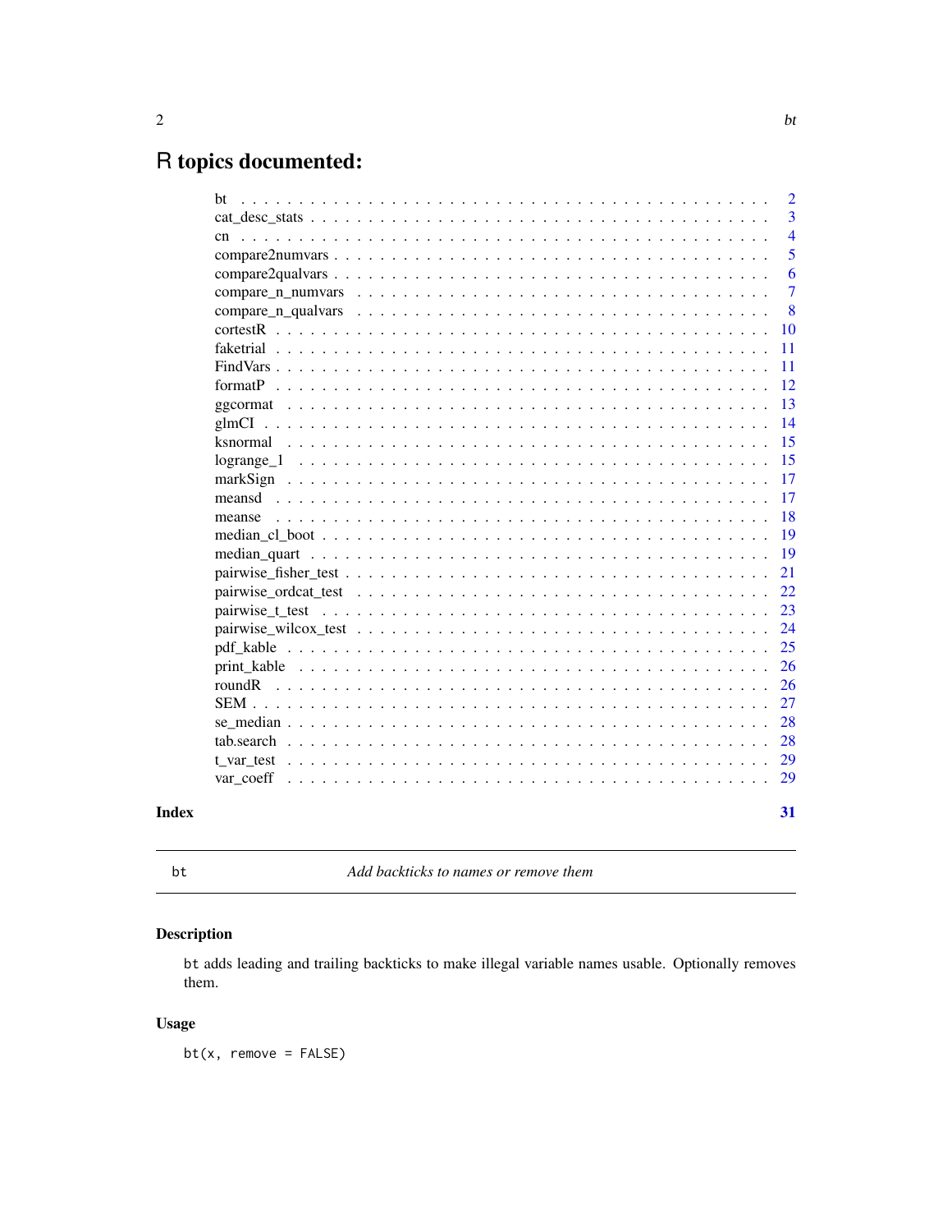# R topics documented:

| | |
|---|---|
| bt | 2 |
| cat_desc_stats | 3 |
| cn | 4 |
| compare2numvars | 5 |
| compare2qualvars | 6 |
| compare_n_numvars | 7 |
| compare_n_qualvars | 8 |
| cortestR | 10 |
| faketrial | 11 |
| FindVars | 11 |
| formatP | 12 |
| ggcormat | 13 |
| glmCI | 14 |
| ksnormal | 15 |
| logrange_1 | 15 |
| markSign | 17 |
| meansd | 17 |
| meanse | 18 |
| median_cl_boot | 19 |
| median_quart | 19 |
| pairwise_fisher_test | 21 |
| pairwise_ordcat_test | 22 |
| pairwise_t_test | 23 |
| pairwise_wilcox_test | 24 |
| pdf_kable | 25 |
| print_kable | 26 |
| roundR | 26 |
| SEM | 27 |
| se_median | 28 |
| tab.search | 28 |
| t_var_test | 29 |
| var_coeff | 29 |
| **Index** | **31** |

---

`bt` — *Add backticks to names or remove them*

---

## Description

`bt` adds leading and trailing backticks to make illegal variable names usable. Optionally removes them.

## Usage

```
bt(x, remove = FALSE)
```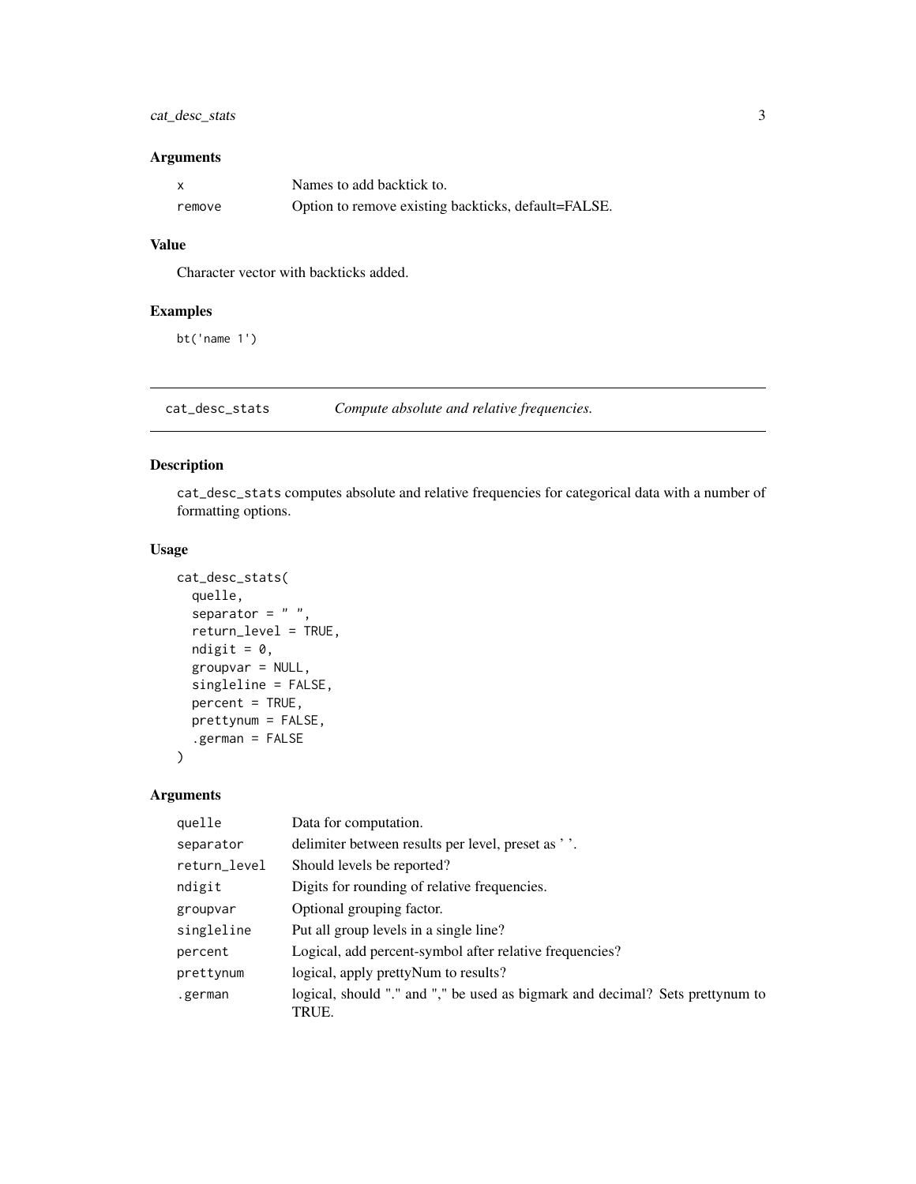### Arguments

| | |
|---|---|
| `x` | Names to add backtick to. |
| `remove` | Option to remove existing backticks, default=FALSE. |

### Value

Character vector with backticks added.

### Examples

```
bt('name 1')
```

---

## cat_desc_stats — *Compute absolute and relative frequencies.*

### Description

`cat_desc_stats` computes absolute and relative frequencies for categorical data with a number of formatting options.

### Usage

```
cat_desc_stats(
  quelle,
  separator = " ",
  return_level = TRUE,
  ndigit = 0,
  groupvar = NULL,
  singleline = FALSE,
  percent = TRUE,
  prettynum = FALSE,
  .german = FALSE
)
```

### Arguments

| | |
|---|---|
| `quelle` | Data for computation. |
| `separator` | delimiter between results per level, preset as ' '. |
| `return_level` | Should levels be reported? |
| `ndigit` | Digits for rounding of relative frequencies. |
| `groupvar` | Optional grouping factor. |
| `singleline` | Put all group levels in a single line? |
| `percent` | Logical, add percent-symbol after relative frequencies? |
| `prettynum` | logical, apply prettyNum to results? |
| `.german` | logical, should "." and "," be used as bigmark and decimal? Sets prettynum to TRUE. |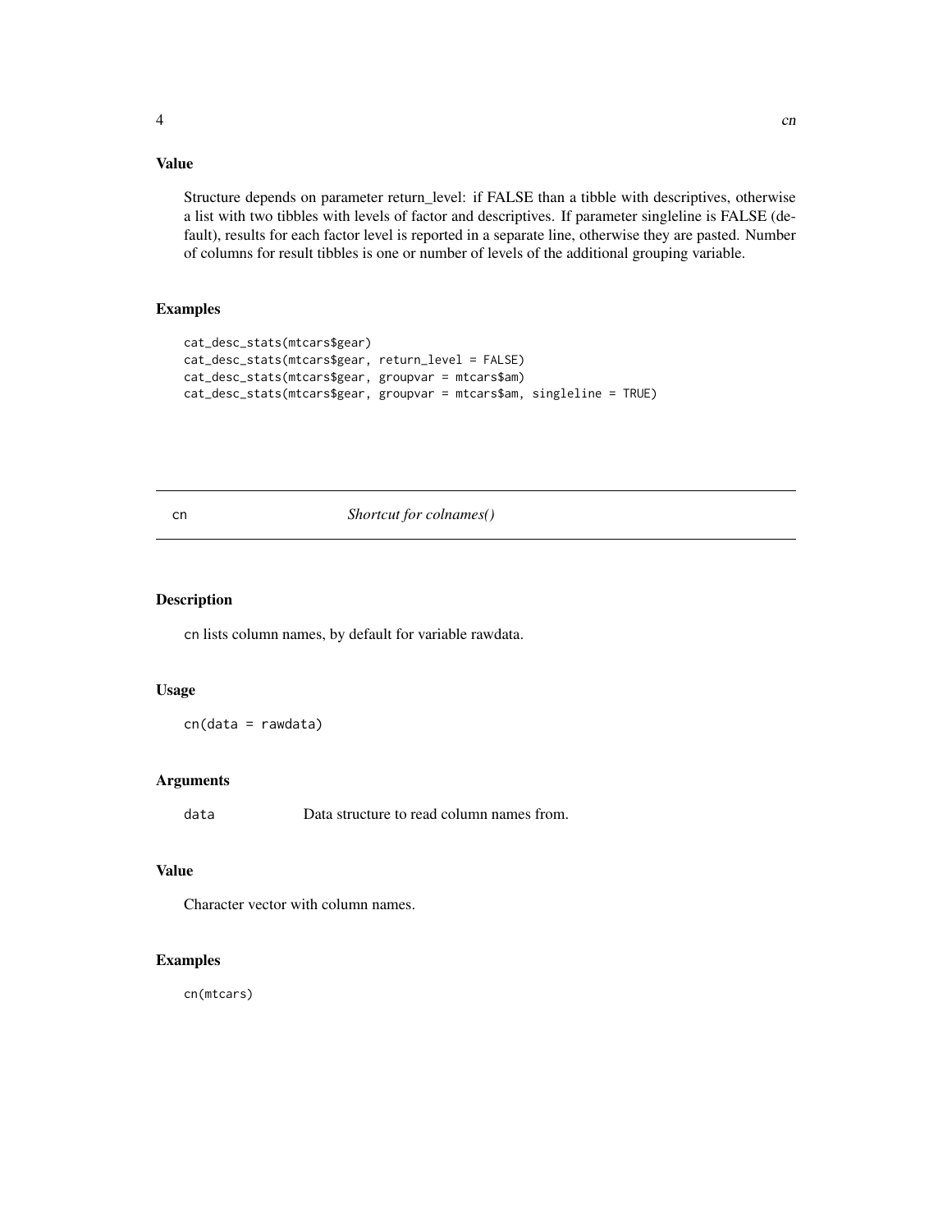### Value

Structure depends on parameter return_level: if FALSE than a tibble with descriptives, otherwise a list with two tibbles with levels of factor and descriptives. If parameter singleline is FALSE (default), results for each factor level is reported in a separate line, otherwise they are pasted. Number of columns for result tibbles is one or number of levels of the additional grouping variable.

### Examples

```
cat_desc_stats(mtcars$gear)
cat_desc_stats(mtcars$gear, return_level = FALSE)
cat_desc_stats(mtcars$gear, groupvar = mtcars$am)
cat_desc_stats(mtcars$gear, groupvar = mtcars$am, singleline = TRUE)
```

---

## cn *Shortcut for colnames()*

---

### Description

cn lists column names, by default for variable rawdata.

### Usage

```
cn(data = rawdata)
```

### Arguments

| | |
|---|---|
| data | Data structure to read column names from. |

### Value

Character vector with column names.

### Examples

```
cn(mtcars)
```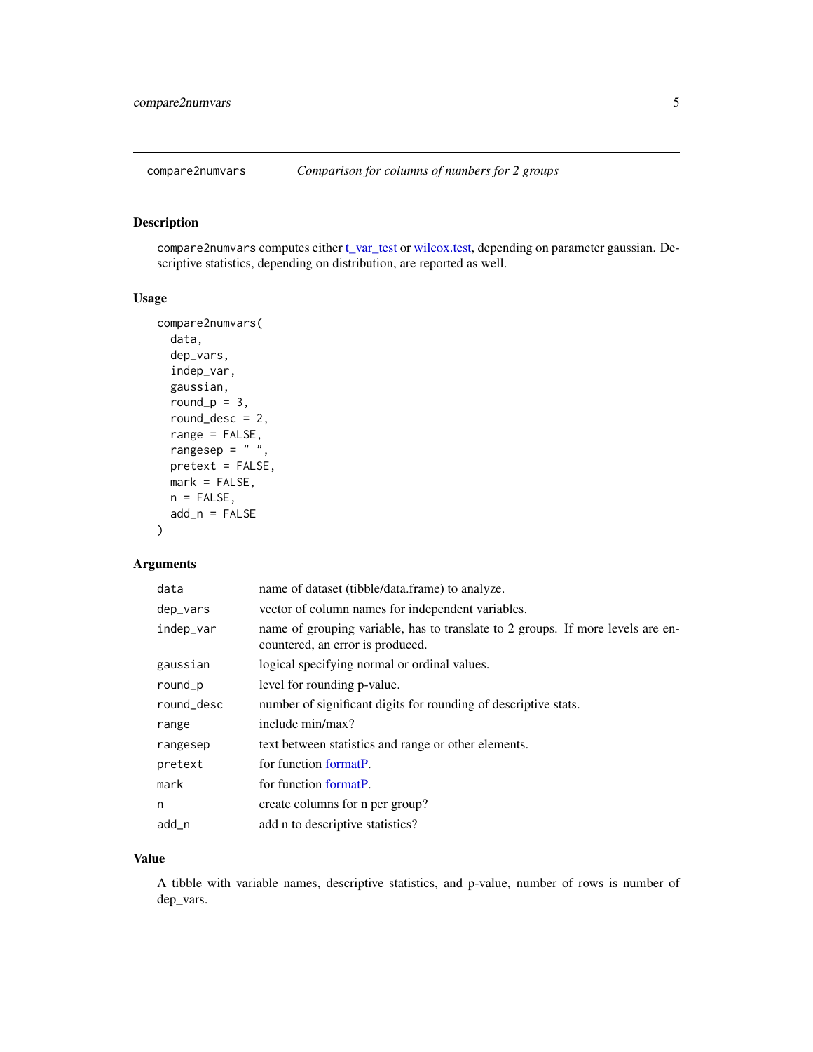compare2numvars *Comparison for columns of numbers for 2 groups*

## Description

compare2numvars computes either t_var_test or wilcox.test, depending on parameter gaussian. Descriptive statistics, depending on distribution, are reported as well.

## Usage

```
compare2numvars(
  data,
  dep_vars,
  indep_var,
  gaussian,
  round_p = 3,
  round_desc = 2,
  range = FALSE,
  rangesep = " ",
  pretext = FALSE,
  mark = FALSE,
  n = FALSE,
  add_n = FALSE
)
```

## Arguments

| Argument | Description |
|---|---|
| data | name of dataset (tibble/data.frame) to analyze. |
| dep_vars | vector of column names for independent variables. |
| indep_var | name of grouping variable, has to translate to 2 groups. If more levels are encountered, an error is produced. |
| gaussian | logical specifying normal or ordinal values. |
| round_p | level for rounding p-value. |
| round_desc | number of significant digits for rounding of descriptive stats. |
| range | include min/max? |
| rangesep | text between statistics and range or other elements. |
| pretext | for function formatP. |
| mark | for function formatP. |
| n | create columns for n per group? |
| add_n | add n to descriptive statistics? |

## Value

A tibble with variable names, descriptive statistics, and p-value, number of rows is number of dep_vars.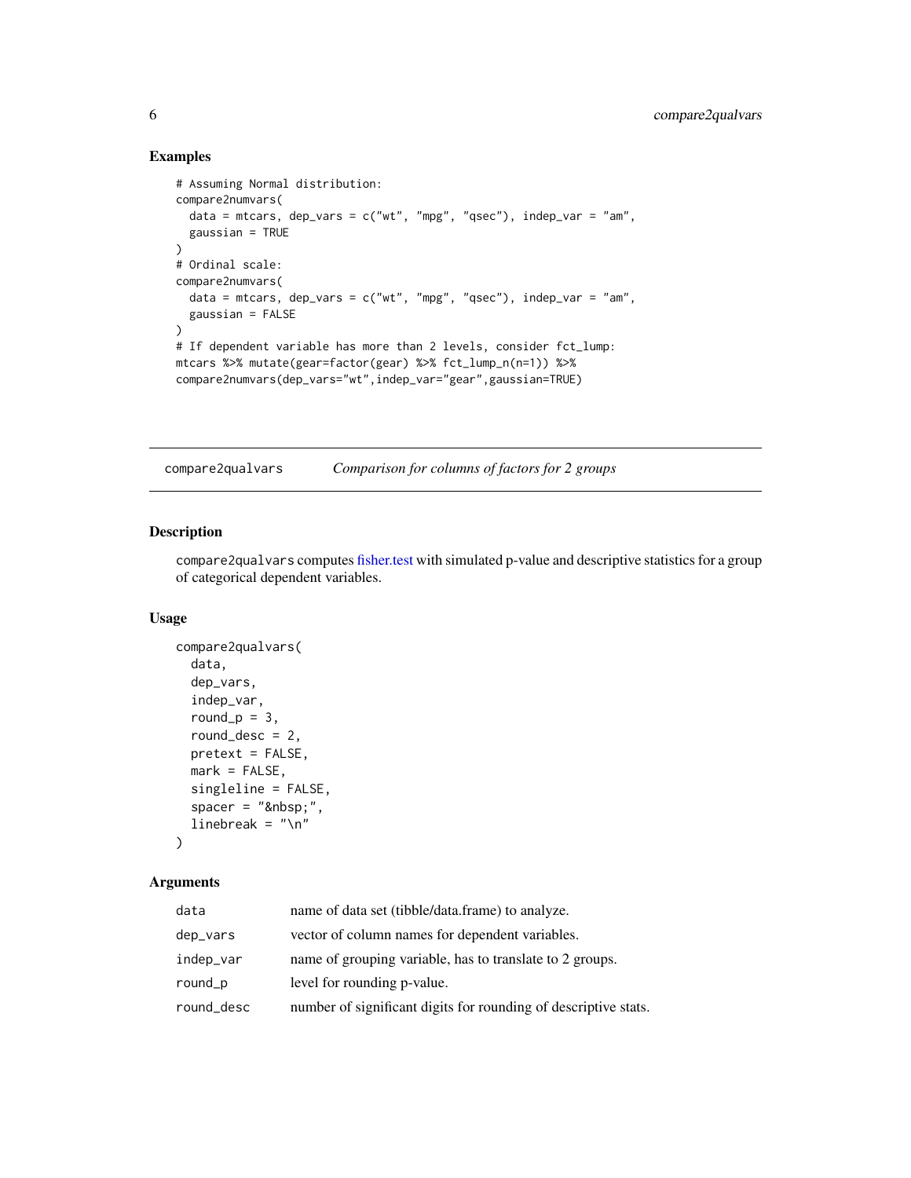## Examples

```
# Assuming Normal distribution:
compare2numvars(
  data = mtcars, dep_vars = c("wt", "mpg", "qsec"), indep_var = "am",
  gaussian = TRUE
)
# Ordinal scale:
compare2numvars(
  data = mtcars, dep_vars = c("wt", "mpg", "qsec"), indep_var = "am",
  gaussian = FALSE
)
# If dependent variable has more than 2 levels, consider fct_lump:
mtcars %>% mutate(gear=factor(gear) %>% fct_lump_n(n=1)) %>%
compare2numvars(dep_vars="wt",indep_var="gear",gaussian=TRUE)
```

---

# compare2qualvars — *Comparison for columns of factors for 2 groups*

## Description

`compare2qualvars` computes fisher.test with simulated p-value and descriptive statistics for a group of categorical dependent variables.

## Usage

```
compare2qualvars(
  data,
  dep_vars,
  indep_var,
  round_p = 3,
  round_desc = 2,
  pretext = FALSE,
  mark = FALSE,
  singleline = FALSE,
  spacer = "&nbsp;",
  linebreak = "\n"
)
```

## Arguments

| | |
|---|---|
| `data` | name of data set (tibble/data.frame) to analyze. |
| `dep_vars` | vector of column names for dependent variables. |
| `indep_var` | name of grouping variable, has to translate to 2 groups. |
| `round_p` | level for rounding p-value. |
| `round_desc` | number of significant digits for rounding of descriptive stats. |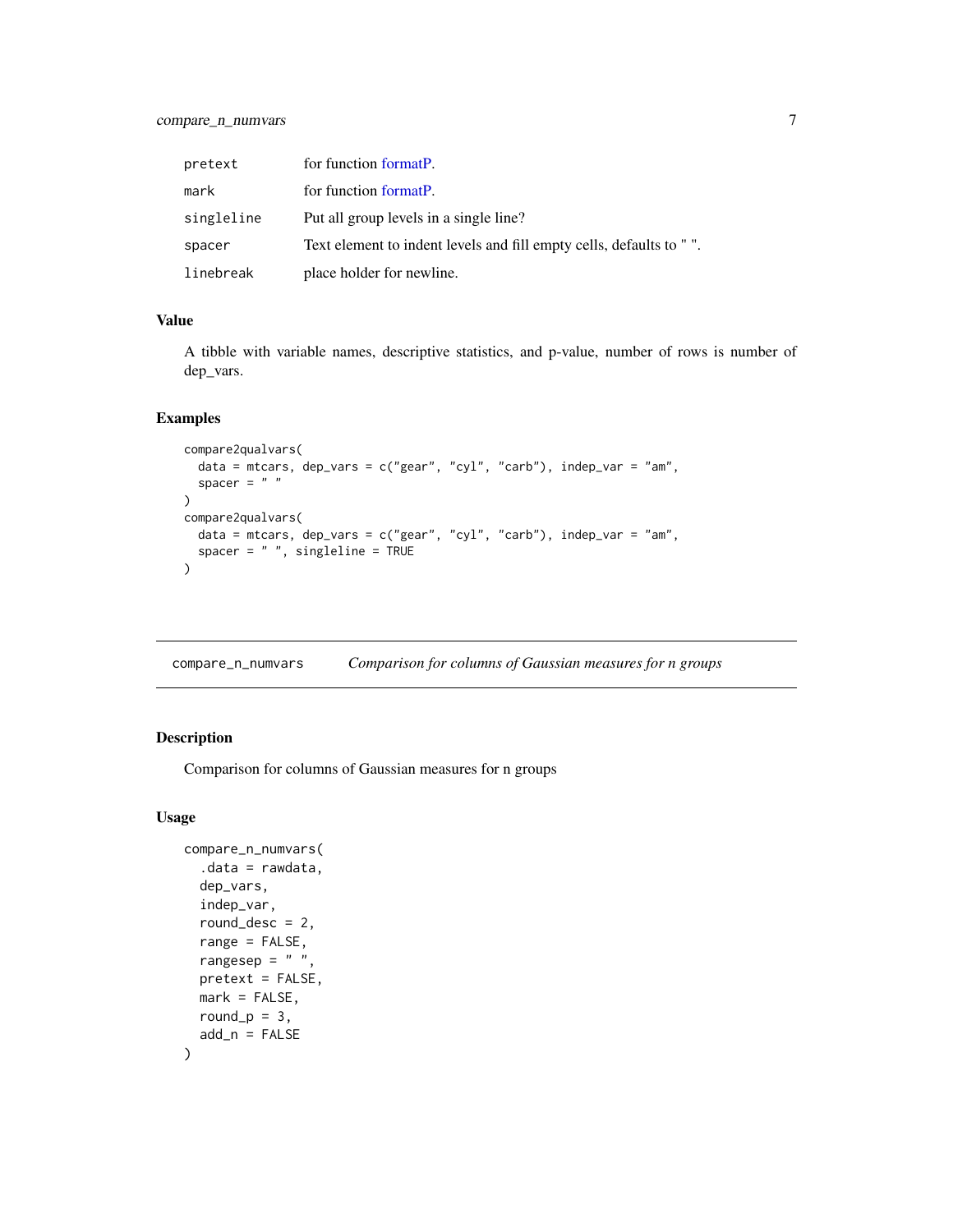| | |
|---|---|
| pretext | for function formatP. |
| mark | for function formatP. |
| singleline | Put all group levels in a single line? |
| spacer | Text element to indent levels and fill empty cells, defaults to " ". |
| linebreak | place holder for newline. |

### Value

A tibble with variable names, descriptive statistics, and p-value, number of rows is number of dep_vars.

### Examples

```
compare2qualvars(
  data = mtcars, dep_vars = c("gear", "cyl", "carb"), indep_var = "am",
  spacer = " "
)
compare2qualvars(
  data = mtcars, dep_vars = c("gear", "cyl", "carb"), indep_var = "am",
  spacer = " ", singleline = TRUE
)
```

---

## compare_n_numvars — *Comparison for columns of Gaussian measures for n groups*

### Description

Comparison for columns of Gaussian measures for n groups

### Usage

```
compare_n_numvars(
  .data = rawdata,
  dep_vars,
  indep_var,
  round_desc = 2,
  range = FALSE,
  rangesep = " ",
  pretext = FALSE,
  mark = FALSE,
  round_p = 3,
  add_n = FALSE
)
```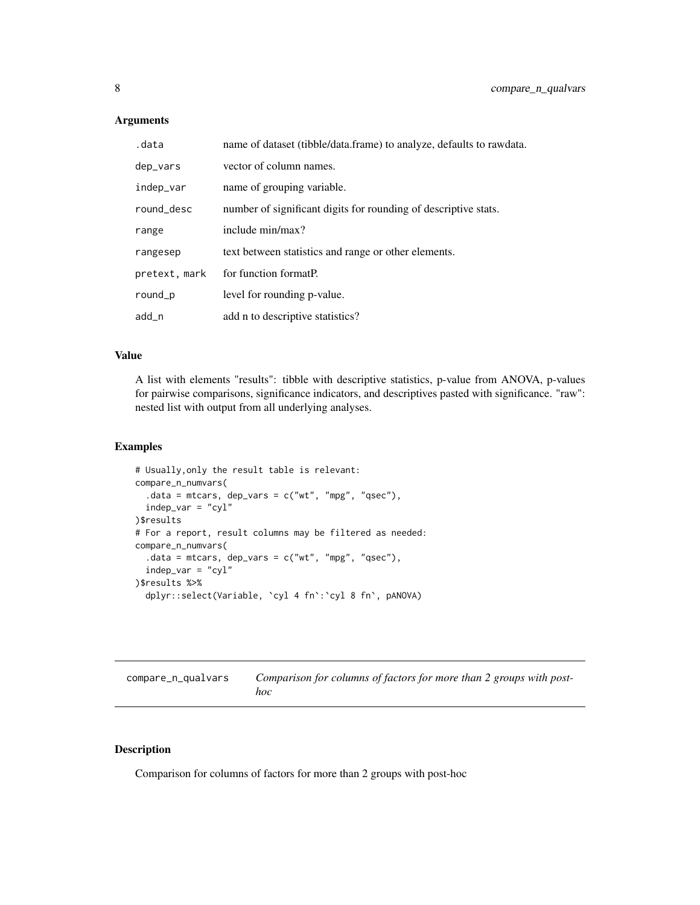### Arguments

| | |
|---|---|
| .data | name of dataset (tibble/data.frame) to analyze, defaults to rawdata. |
| dep_vars | vector of column names. |
| indep_var | name of grouping variable. |
| round_desc | number of significant digits for rounding of descriptive stats. |
| range | include min/max? |
| rangesep | text between statistics and range or other elements. |
| pretext, mark | for function formatP. |
| round_p | level for rounding p-value. |
| add_n | add n to descriptive statistics? |

### Value

A list with elements "results": tibble with descriptive statistics, p-value from ANOVA, p-values for pairwise comparisons, significance indicators, and descriptives pasted with significance. "raw": nested list with output from all underlying analyses.

### Examples

```
# Usually,only the result table is relevant:
compare_n_numvars(
  .data = mtcars, dep_vars = c("wt", "mpg", "qsec"),
  indep_var = "cyl"
)$results
# For a report, result columns may be filtered as needed:
compare_n_numvars(
  .data = mtcars, dep_vars = c("wt", "mpg", "qsec"),
  indep_var = "cyl"
)$results %>%
  dplyr::select(Variable, `cyl 4 fn`:`cyl 8 fn`, pANOVA)
```

---

## compare_n_qualvars    *Comparison for columns of factors for more than 2 groups with post-hoc*

### Description

Comparison for columns of factors for more than 2 groups with post-hoc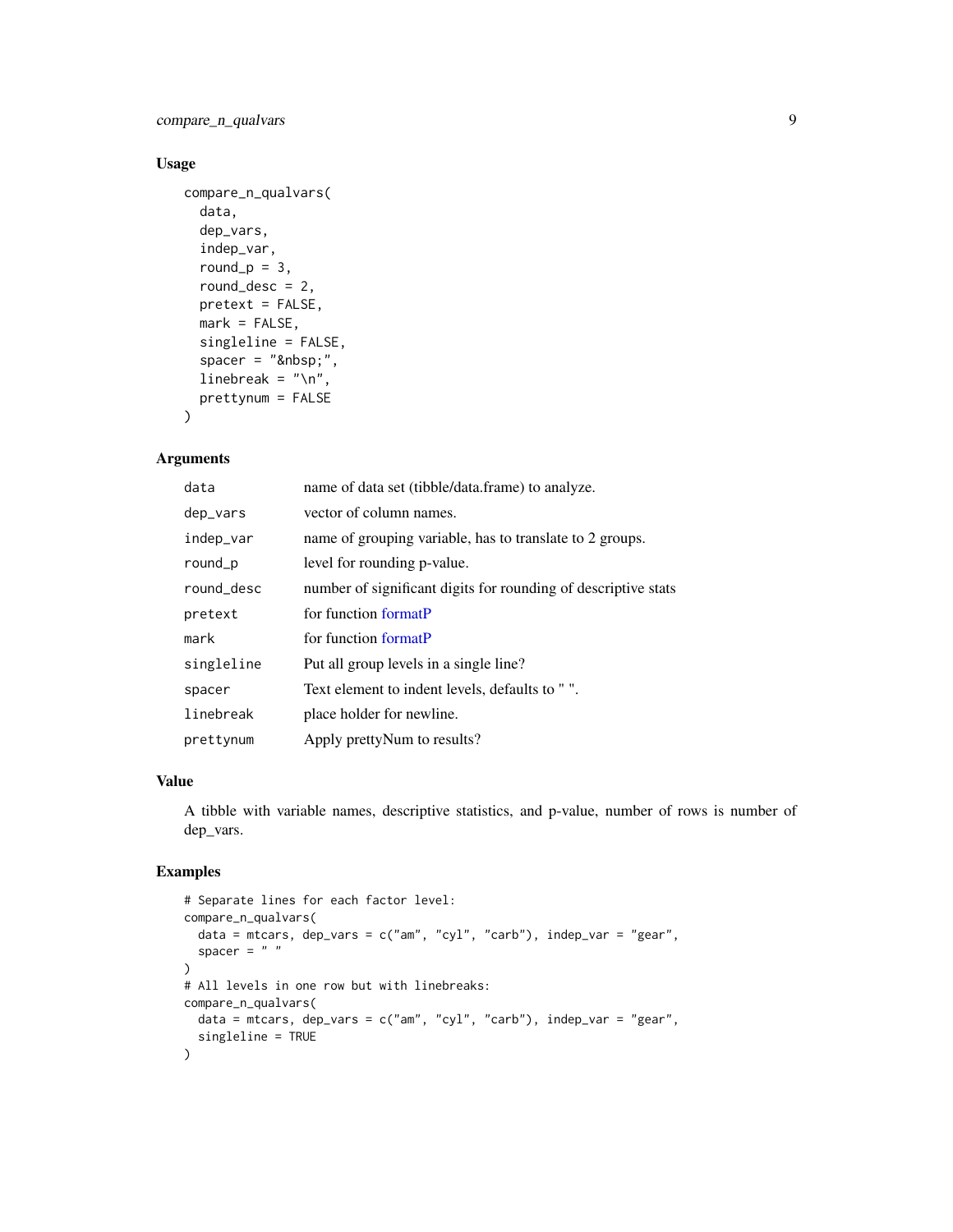## Usage

```
compare_n_qualvars(
  data,
  dep_vars,
  indep_var,
  round_p = 3,
  round_desc = 2,
  pretext = FALSE,
  mark = FALSE,
  singleline = FALSE,
  spacer = "&nbsp;",
  linebreak = "\n",
  prettynum = FALSE
)
```

## Arguments

| | |
|---|---|
| `data` | name of data set (tibble/data.frame) to analyze. |
| `dep_vars` | vector of column names. |
| `indep_var` | name of grouping variable, has to translate to 2 groups. |
| `round_p` | level for rounding p-value. |
| `round_desc` | number of significant digits for rounding of descriptive stats |
| `pretext` | for function formatP |
| `mark` | for function formatP |
| `singleline` | Put all group levels in a single line? |
| `spacer` | Text element to indent levels, defaults to " ". |
| `linebreak` | place holder for newline. |
| `prettynum` | Apply prettyNum to results? |

## Value

A tibble with variable names, descriptive statistics, and p-value, number of rows is number of dep_vars.

## Examples

```
# Separate lines for each factor level:
compare_n_qualvars(
  data = mtcars, dep_vars = c("am", "cyl", "carb"), indep_var = "gear",
  spacer = " "
)
# All levels in one row but with linebreaks:
compare_n_qualvars(
  data = mtcars, dep_vars = c("am", "cyl", "carb"), indep_var = "gear",
  singleline = TRUE
)
```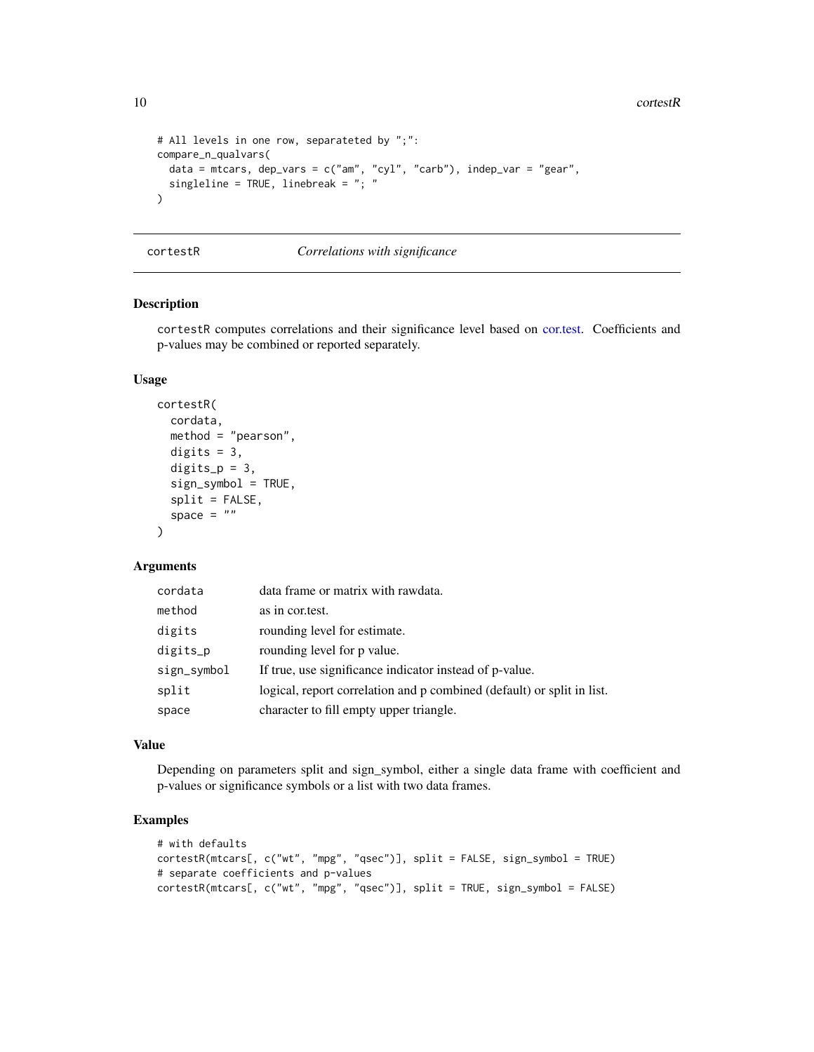```
# All levels in one row, separateted by ";":
compare_n_qualvars(
  data = mtcars, dep_vars = c("am", "cyl", "carb"), indep_var = "gear",
  singleline = TRUE, linebreak = "; "
)
```

## cortestR — *Correlations with significance*

### Description

cortestR computes correlations and their significance level based on cor.test. Coefficients and p-values may be combined or reported separately.

### Usage

```
cortestR(
  cordata,
  method = "pearson",
  digits = 3,
  digits_p = 3,
  sign_symbol = TRUE,
  split = FALSE,
  space = ""
)
```

### Arguments

| | |
|---|---|
| cordata | data frame or matrix with rawdata. |
| method | as in cor.test. |
| digits | rounding level for estimate. |
| digits_p | rounding level for p value. |
| sign_symbol | If true, use significance indicator instead of p-value. |
| split | logical, report correlation and p combined (default) or split in list. |
| space | character to fill empty upper triangle. |

### Value

Depending on parameters split and sign_symbol, either a single data frame with coefficient and p-values or significance symbols or a list with two data frames.

### Examples

```
# with defaults
cortestR(mtcars[, c("wt", "mpg", "qsec")], split = FALSE, sign_symbol = TRUE)
# separate coefficients and p-values
cortestR(mtcars[, c("wt", "mpg", "qsec")], split = TRUE, sign_symbol = FALSE)
```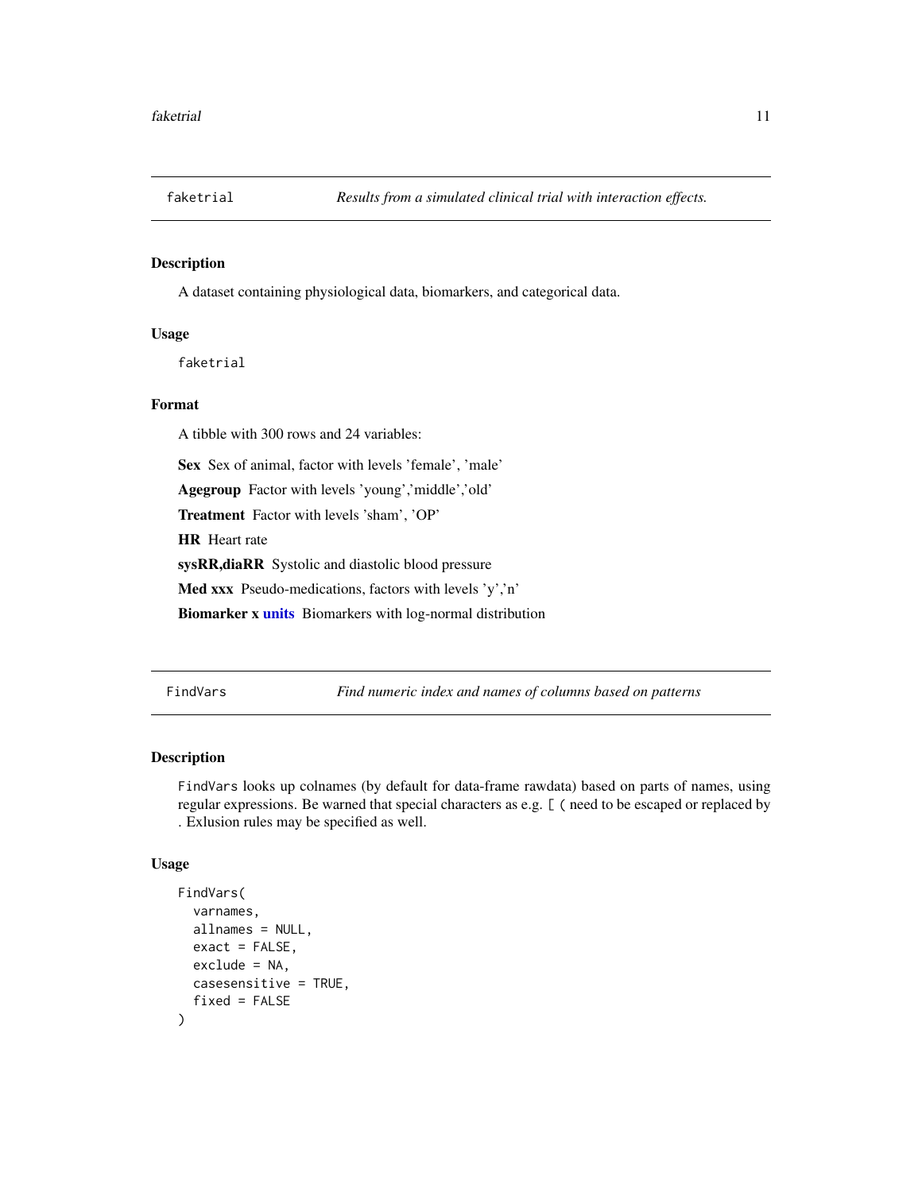## faketrial *Results from a simulated clinical trial with interaction effects.*

### Description

A dataset containing physiological data, biomarkers, and categorical data.

### Usage

```
faketrial
```

### Format

A tibble with 300 rows and 24 variables:

**Sex** Sex of animal, factor with levels 'female', 'male'

**Agegroup** Factor with levels 'young','middle','old'

**Treatment** Factor with levels 'sham', 'OP'

**HR** Heart rate

**sysRR,diaRR** Systolic and diastolic blood pressure

**Med xxx** Pseudo-medications, factors with levels 'y','n'

**Biomarker x units** Biomarkers with log-normal distribution

## FindVars *Find numeric index and names of columns based on patterns*

### Description

FindVars looks up colnames (by default for data-frame rawdata) based on parts of names, using regular expressions. Be warned that special characters as e.g. [ ( need to be escaped or replaced by . Exlusion rules may be specified as well.

### Usage

```
FindVars(
  varnames,
  allnames = NULL,
  exact = FALSE,
  exclude = NA,
  casesensitive = TRUE,
  fixed = FALSE
)
```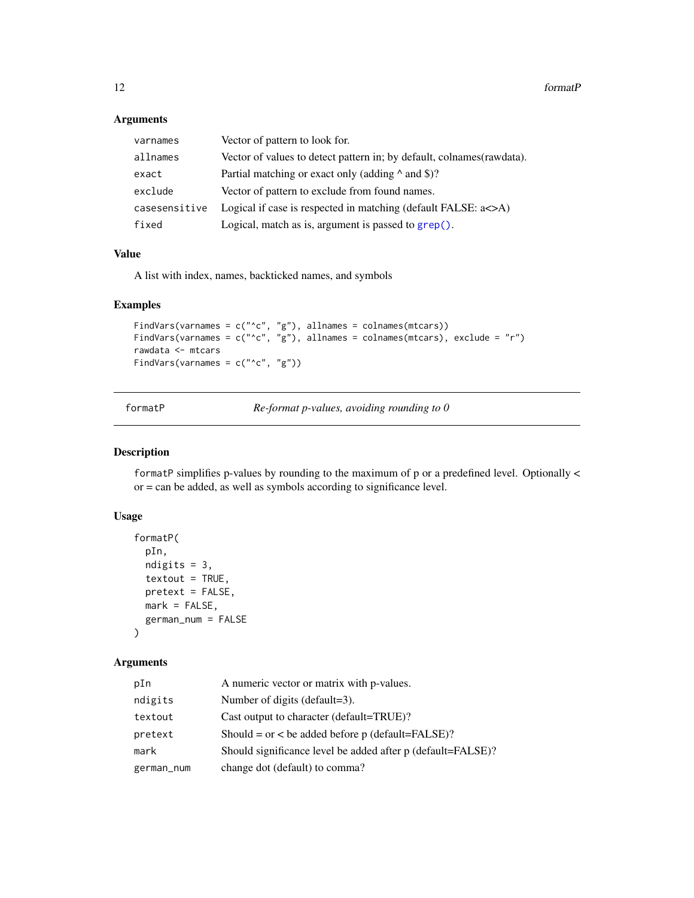### Arguments

| | |
|---|---|
| `varnames` | Vector of pattern to look for. |
| `allnames` | Vector of values to detect pattern in; by default, colnames(rawdata). |
| `exact` | Partial matching or exact only (adding ^ and $)? |
| `exclude` | Vector of pattern to exclude from found names. |
| `casesensitive` | Logical if case is respected in matching (default FALSE: a<>A) |
| `fixed` | Logical, match as is, argument is passed to `grep()`. |

### Value

A list with index, names, backticked names, and symbols

### Examples

```
FindVars(varnames = c("^c", "g"), allnames = colnames(mtcars))
FindVars(varnames = c("^c", "g"), allnames = colnames(mtcars), exclude = "r")
rawdata <- mtcars
FindVars(varnames = c("^c", "g"))
```

---

## formatP — *Re-format p-values, avoiding rounding to 0*

### Description

formatP simplifies p-values by rounding to the maximum of p or a predefined level. Optionally < or = can be added, as well as symbols according to significance level.

### Usage

```
formatP(
  pIn,
  ndigits = 3,
  textout = TRUE,
  pretext = FALSE,
  mark = FALSE,
  german_num = FALSE
)
```

### Arguments

| | |
|---|---|
| `pIn` | A numeric vector or matrix with p-values. |
| `ndigits` | Number of digits (default=3). |
| `textout` | Cast output to character (default=TRUE)? |
| `pretext` | Should = or < be added before p (default=FALSE)? |
| `mark` | Should significance level be added after p (default=FALSE)? |
| `german_num` | change dot (default) to comma? |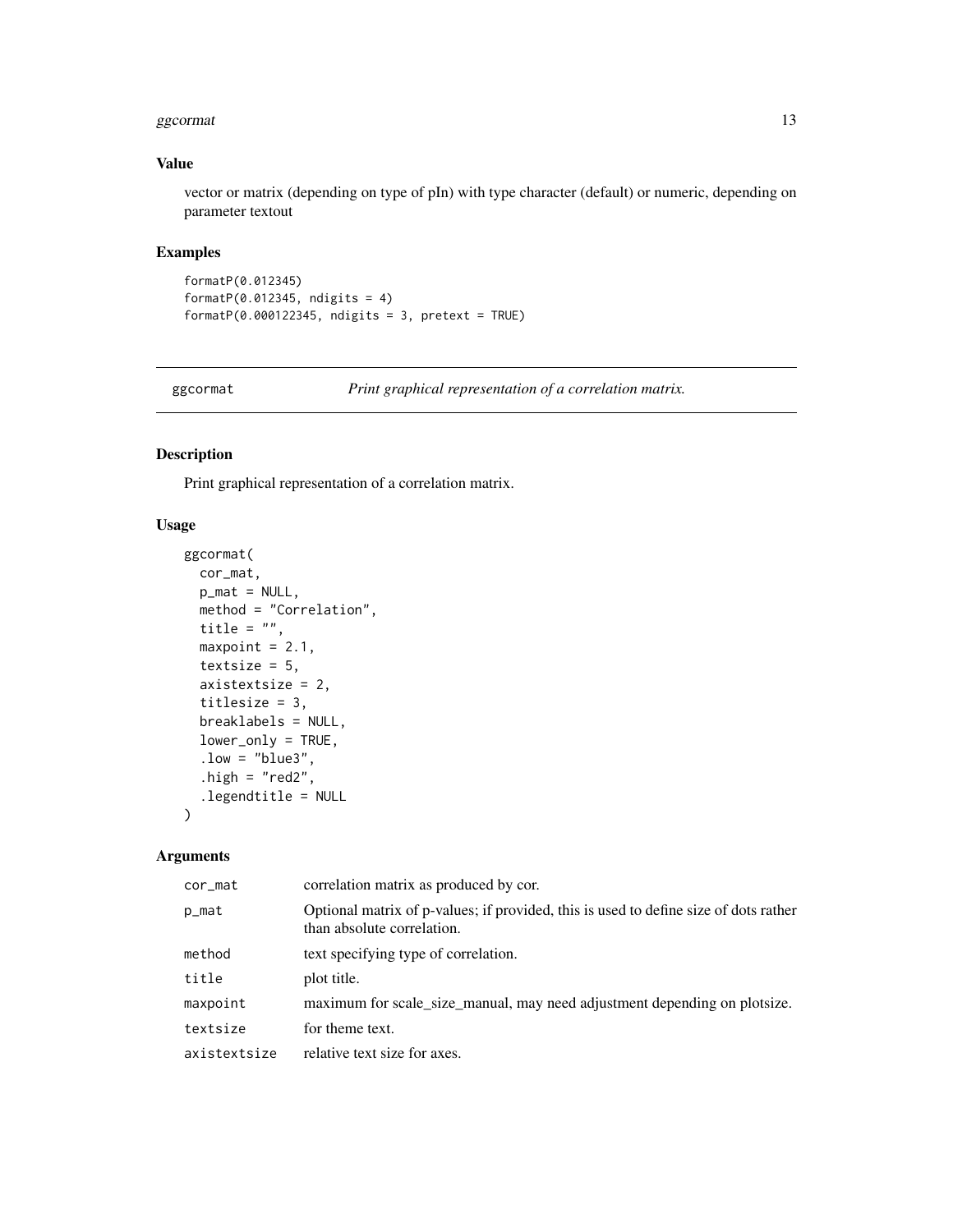### Value

vector or matrix (depending on type of pIn) with type character (default) or numeric, depending on parameter textout

### Examples

```
formatP(0.012345)
formatP(0.012345, ndigits = 4)
formatP(0.000122345, ndigits = 3, pretext = TRUE)
```

---

## ggcormat *Print graphical representation of a correlation matrix.*

---

### Description

Print graphical representation of a correlation matrix.

### Usage

```
ggcormat(
  cor_mat,
  p_mat = NULL,
  method = "Correlation",
  title = "",
  maxpoint = 2.1,
  textsize = 5,
  axistextsize = 2,
  titlesize = 3,
  breaklabels = NULL,
  lower_only = TRUE,
  .low = "blue3",
  .high = "red2",
  .legendtitle = NULL
)
```

### Arguments

| | |
|---|---|
| `cor_mat` | correlation matrix as produced by cor. |
| `p_mat` | Optional matrix of p-values; if provided, this is used to define size of dots rather than absolute correlation. |
| `method` | text specifying type of correlation. |
| `title` | plot title. |
| `maxpoint` | maximum for scale_size_manual, may need adjustment depending on plotsize. |
| `textsize` | for theme text. |
| `axistextsize` | relative text size for axes. |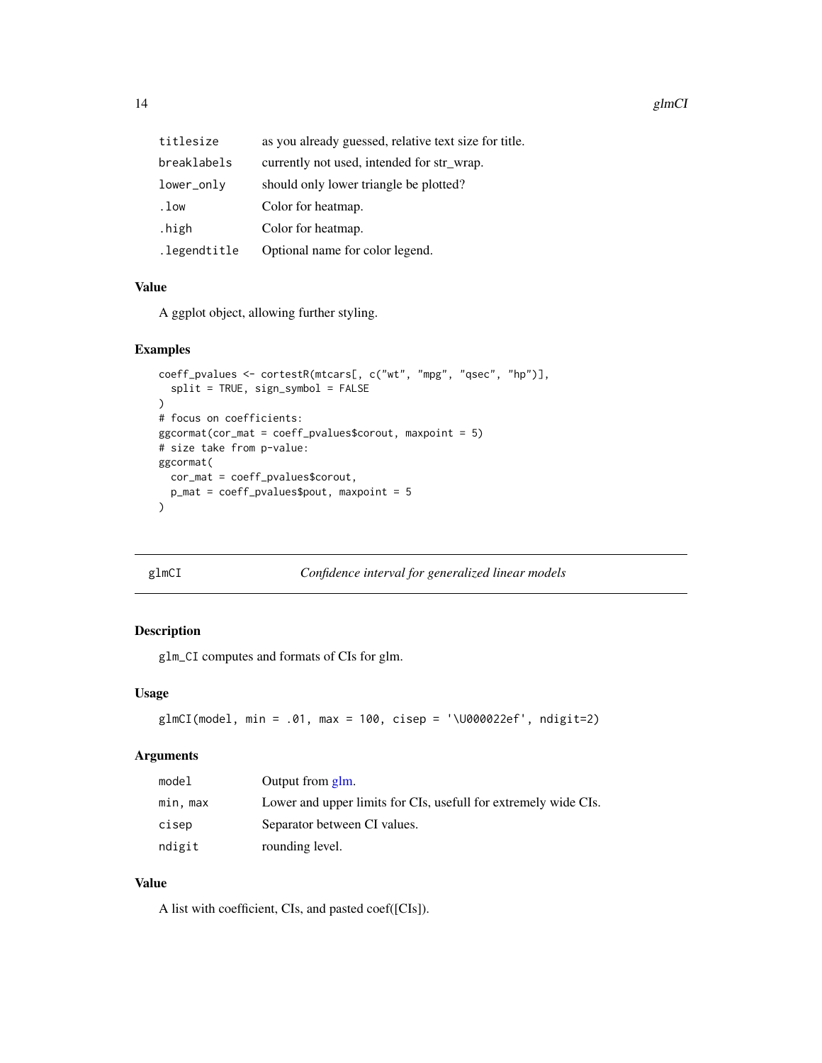| | |
|---|---|
| titlesize | as you already guessed, relative text size for title. |
| breaklabels | currently not used, intended for str_wrap. |
| lower_only | should only lower triangle be plotted? |
| .low | Color for heatmap. |
| .high | Color for heatmap. |
| .legendtitle | Optional name for color legend. |

### Value

A ggplot object, allowing further styling.

### Examples

```
coeff_pvalues <- cortestR(mtcars[, c("wt", "mpg", "qsec", "hp")],
  split = TRUE, sign_symbol = FALSE
)
# focus on coefficients:
ggcormat(cor_mat = coeff_pvalues$corout, maxpoint = 5)
# size take from p-value:
ggcormat(
  cor_mat = coeff_pvalues$corout,
  p_mat = coeff_pvalues$pout, maxpoint = 5
)
```

---

## glmCI    *Confidence interval for generalized linear models*

---

### Description

glm_CI computes and formats of CIs for glm.

### Usage

```
glmCI(model, min = .01, max = 100, cisep = '\U000022ef', ndigit=2)
```

### Arguments

| | |
|---|---|
| model | Output from glm. |
| min, max | Lower and upper limits for CIs, usefull for extremely wide CIs. |
| cisep | Separator between CI values. |
| ndigit | rounding level. |

### Value

A list with coefficient, CIs, and pasted coef([CIs]).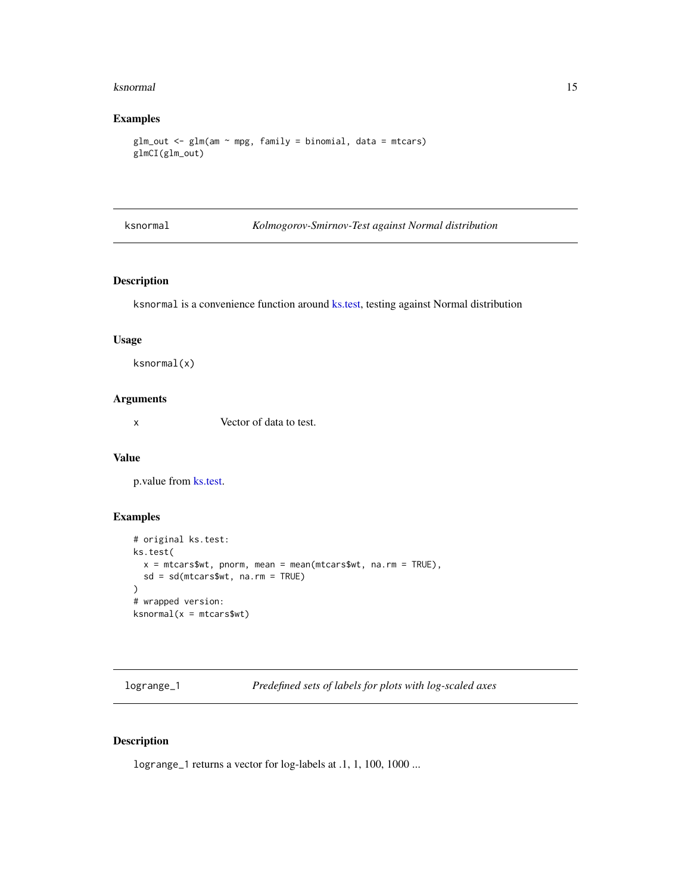## Examples

```
glm_out <- glm(am ~ mpg, family = binomial, data = mtcars)
glmCI(glm_out)
```

---

## ksnormal — *Kolmogorov-Smirnov-Test against Normal distribution*

### Description

`ksnormal` is a convenience function around ks.test, testing against Normal distribution

### Usage

```
ksnormal(x)
```

### Arguments

| | |
|---|---|
| `x` | Vector of data to test. |

### Value

p.value from ks.test.

### Examples

```
# original ks.test:
ks.test(
  x = mtcars$wt, pnorm, mean = mean(mtcars$wt, na.rm = TRUE),
  sd = sd(mtcars$wt, na.rm = TRUE)
)
# wrapped version:
ksnormal(x = mtcars$wt)
```

---

## logrange_1 — *Predefined sets of labels for plots with log-scaled axes*

### Description

`logrange_1` returns a vector for log-labels at .1, 1, 100, 1000 ...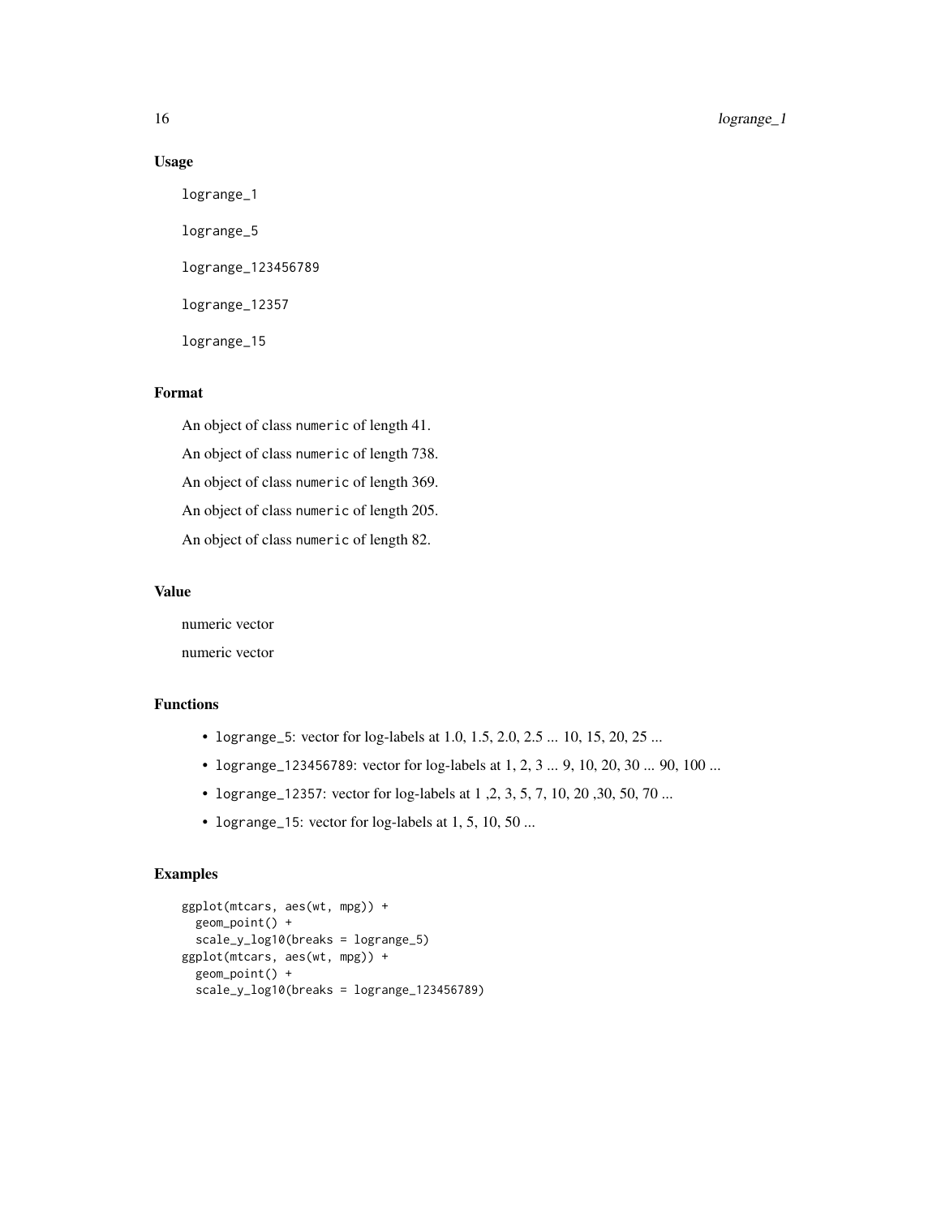## Usage

```
logrange_1

logrange_5

logrange_123456789

logrange_12357

logrange_15
```

## Format

An object of class `numeric` of length 41.

An object of class `numeric` of length 738.

An object of class `numeric` of length 369.

An object of class `numeric` of length 205.

An object of class `numeric` of length 82.

## Value

numeric vector

numeric vector

## Functions

- `logrange_5`: vector for log-labels at 1.0, 1.5, 2.0, 2.5 ... 10, 15, 20, 25 ...
- `logrange_123456789`: vector for log-labels at 1, 2, 3 ... 9, 10, 20, 30 ... 90, 100 ...
- `logrange_12357`: vector for log-labels at 1 ,2, 3, 5, 7, 10, 20 ,30, 50, 70 ...
- `logrange_15`: vector for log-labels at 1, 5, 10, 50 ...

## Examples

```
ggplot(mtcars, aes(wt, mpg)) +
  geom_point() +
  scale_y_log10(breaks = logrange_5)
ggplot(mtcars, aes(wt, mpg)) +
  geom_point() +
  scale_y_log10(breaks = logrange_123456789)
```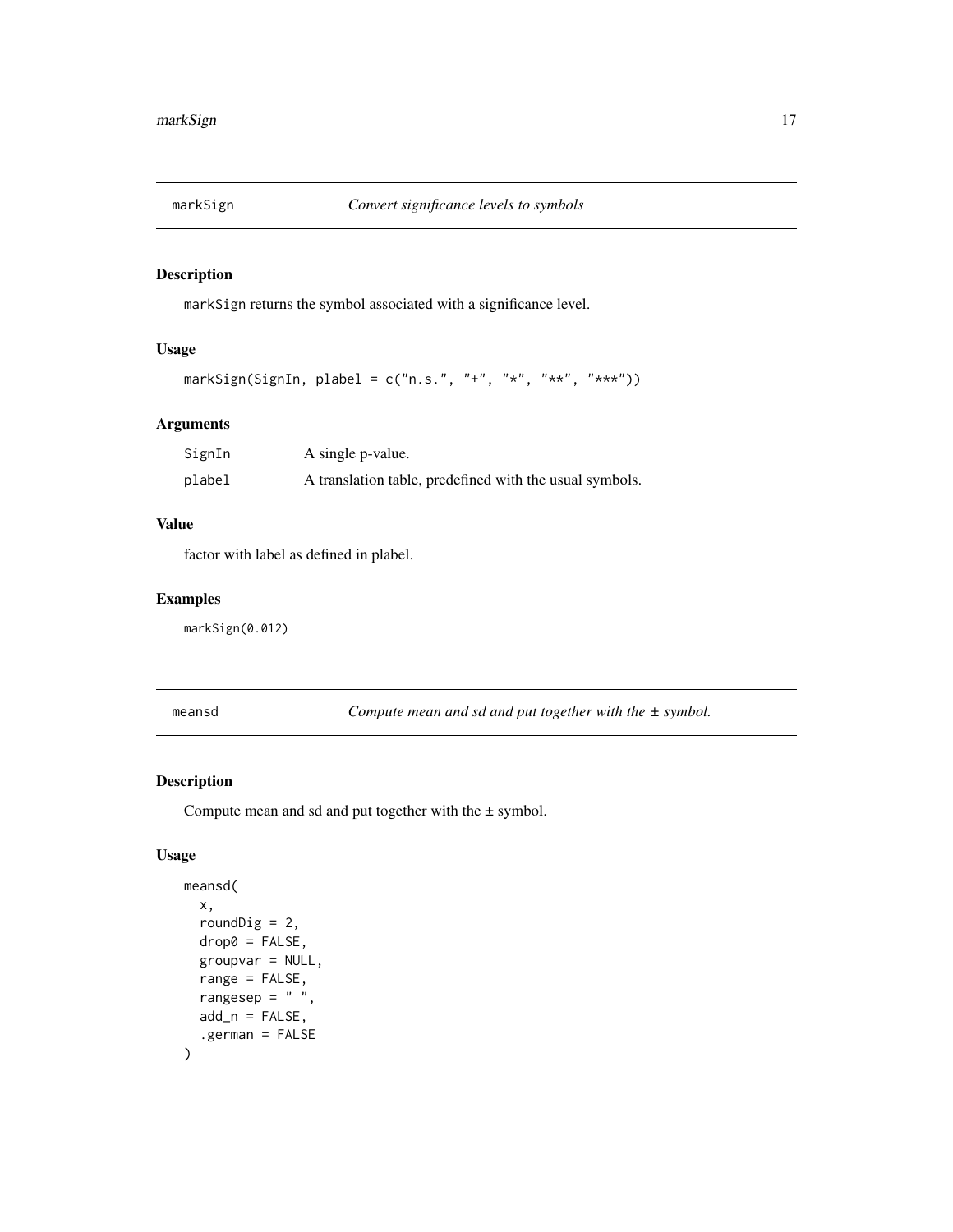## markSign — *Convert significance levels to symbols*

### Description

markSign returns the symbol associated with a significance level.

### Usage

```
markSign(SignIn, plabel = c("n.s.", "+", "*", "**", "***"))
```

### Arguments

| | |
|---|---|
| SignIn | A single p-value. |
| plabel | A translation table, predefined with the usual symbols. |

### Value

factor with label as defined in plabel.

### Examples

```
markSign(0.012)
```

## meansd — *Compute mean and sd and put together with the ± symbol.*

### Description

Compute mean and sd and put together with the ± symbol.

### Usage

```
meansd(
  x,
  roundDig = 2,
  drop0 = FALSE,
  groupvar = NULL,
  range = FALSE,
  rangesep = " ",
  add_n = FALSE,
  .german = FALSE
)
```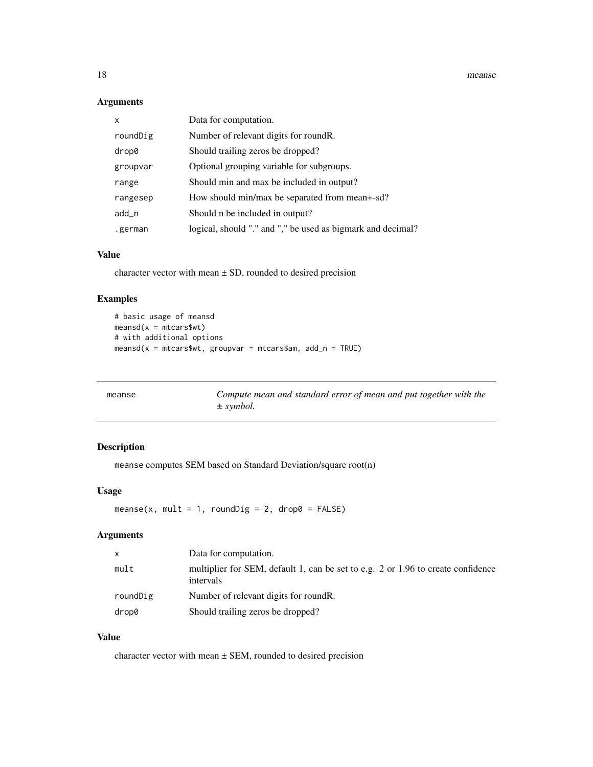## Arguments

| | |
|---|---|
| `x` | Data for computation. |
| `roundDig` | Number of relevant digits for roundR. |
| `drop0` | Should trailing zeros be dropped? |
| `groupvar` | Optional grouping variable for subgroups. |
| `range` | Should min and max be included in output? |
| `rangesep` | How should min/max be separated from mean+-sd? |
| `add_n` | Should n be included in output? |
| `.german` | logical, should "." and "," be used as bigmark and decimal? |

## Value

character vector with mean ± SD, rounded to desired precision

## Examples

```
# basic usage of meansd
meansd(x = mtcars$wt)
# with additional options
meansd(x = mtcars$wt, groupvar = mtcars$am, add_n = TRUE)
```

---

# meanse — *Compute mean and standard error of mean and put together with the ± symbol.*

---

## Description

`meanse` computes SEM based on Standard Deviation/square root(n)

## Usage

```
meanse(x, mult = 1, roundDig = 2, drop0 = FALSE)
```

## Arguments

| | |
|---|---|
| `x` | Data for computation. |
| `mult` | multiplier for SEM, default 1, can be set to e.g. 2 or 1.96 to create confidence intervals |
| `roundDig` | Number of relevant digits for roundR. |
| `drop0` | Should trailing zeros be dropped? |

## Value

character vector with mean ± SEM, rounded to desired precision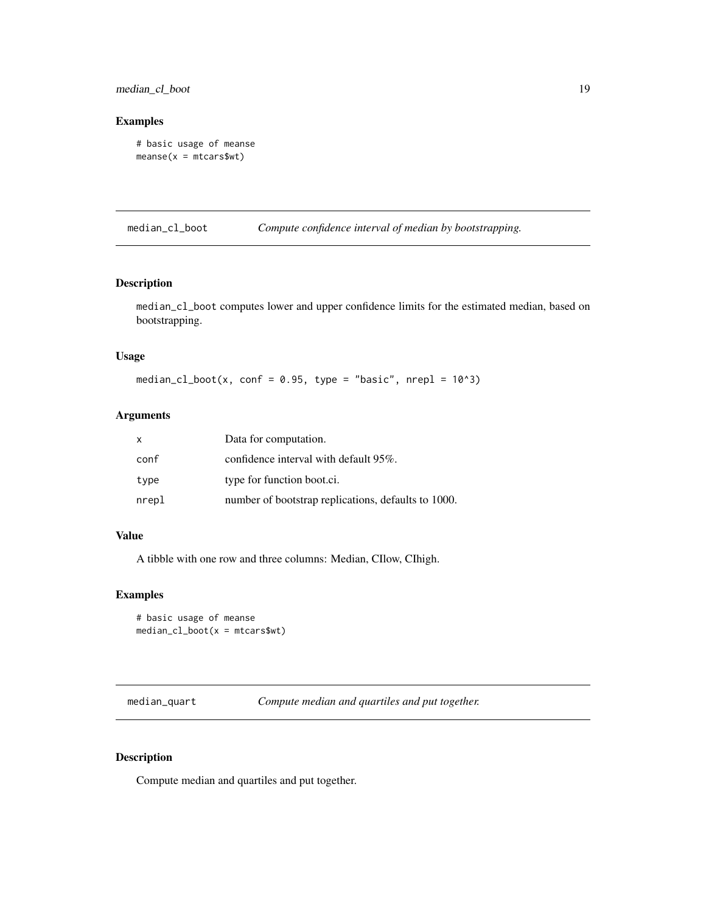## Examples

```
# basic usage of meanse
meanse(x = mtcars$wt)
```

---

## median_cl_boot — *Compute confidence interval of median by bootstrapping.*

### Description

median_cl_boot computes lower and upper confidence limits for the estimated median, based on bootstrapping.

### Usage

```
median_cl_boot(x, conf = 0.95, type = "basic", nrepl = 10^3)
```

### Arguments

| | |
|---|---|
| x | Data for computation. |
| conf | confidence interval with default 95%. |
| type | type for function boot.ci. |
| nrepl | number of bootstrap replications, defaults to 1000. |

### Value

A tibble with one row and three columns: Median, CIlow, CIhigh.

### Examples

```
# basic usage of meanse
median_cl_boot(x = mtcars$wt)
```

---

## median_quart — *Compute median and quartiles and put together.*

### Description

Compute median and quartiles and put together.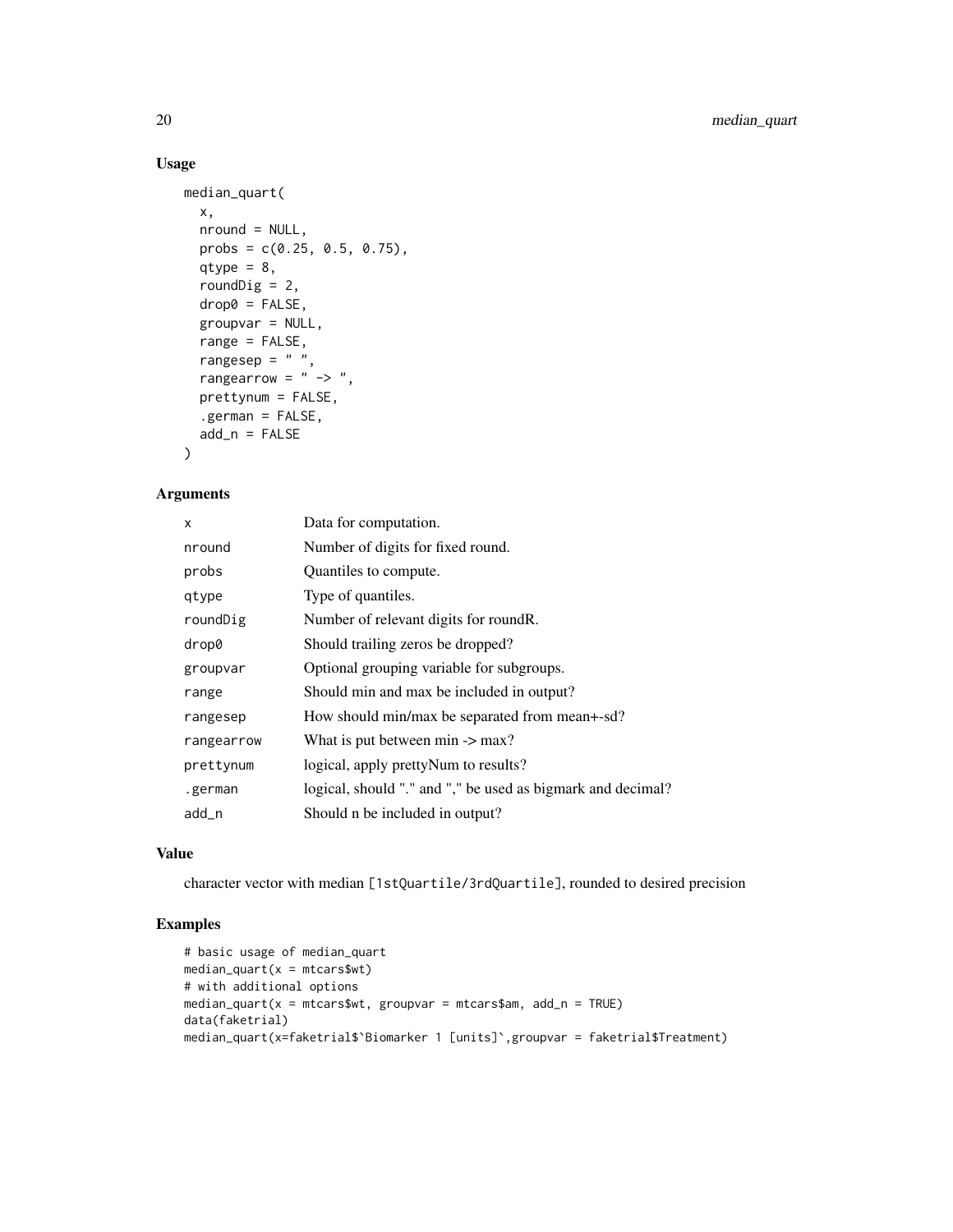## Usage

```
median_quart(
  x,
  nround = NULL,
  probs = c(0.25, 0.5, 0.75),
  qtype = 8,
  roundDig = 2,
  drop0 = FALSE,
  groupvar = NULL,
  range = FALSE,
  rangesep = " ",
  rangearrow = " -> ",
  prettynum = FALSE,
  .german = FALSE,
  add_n = FALSE
)
```

## Arguments

| | |
|---|---|
| x | Data for computation. |
| nround | Number of digits for fixed round. |
| probs | Quantiles to compute. |
| qtype | Type of quantiles. |
| roundDig | Number of relevant digits for roundR. |
| drop0 | Should trailing zeros be dropped? |
| groupvar | Optional grouping variable for subgroups. |
| range | Should min and max be included in output? |
| rangesep | How should min/max be separated from mean+-sd? |
| rangearrow | What is put between min -> max? |
| prettynum | logical, apply prettyNum to results? |
| .german | logical, should "." and "," be used as bigmark and decimal? |
| add_n | Should n be included in output? |

## Value

character vector with median `[1stQuartile/3rdQuartile]`, rounded to desired precision

## Examples

```
# basic usage of median_quart
median_quart(x = mtcars$wt)
# with additional options
median_quart(x = mtcars$wt, groupvar = mtcars$am, add_n = TRUE)
data(faketrial)
median_quart(x=faketrial$`Biomarker 1 [units]`,groupvar = faketrial$Treatment)
```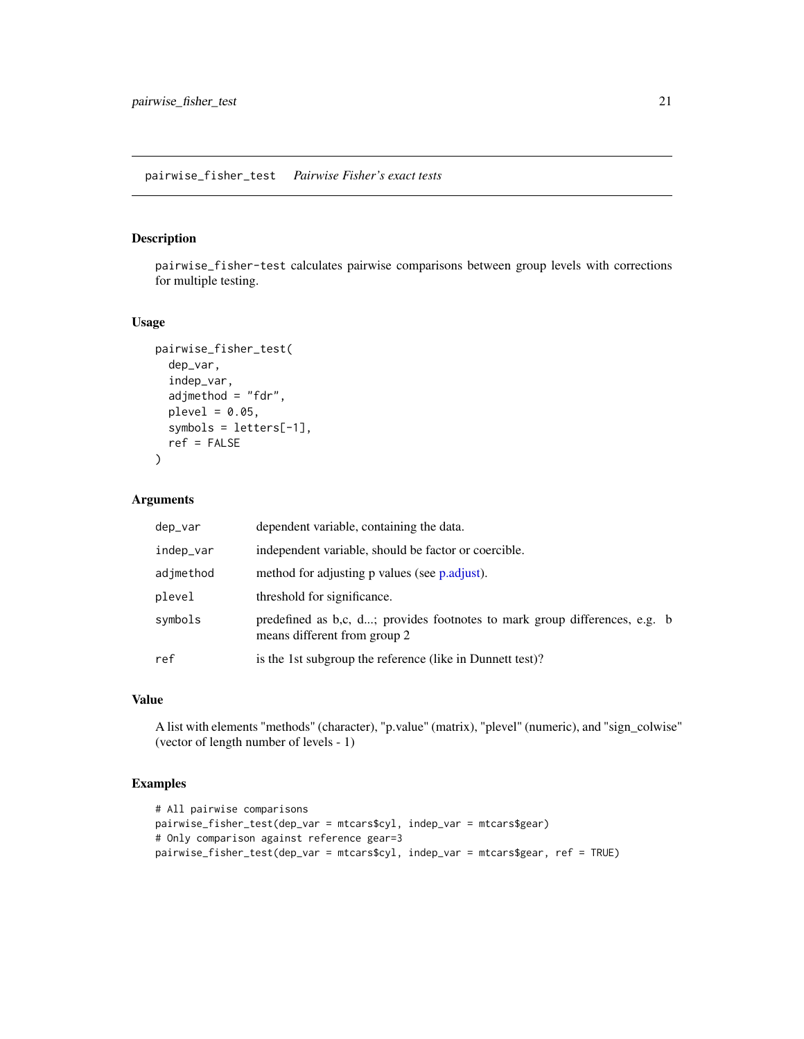## pairwise_fisher_test *Pairwise Fisher's exact tests*

### Description

pairwise_fisher-test calculates pairwise comparisons between group levels with corrections for multiple testing.

### Usage

```
pairwise_fisher_test(
  dep_var,
  indep_var,
  adjmethod = "fdr",
  plevel = 0.05,
  symbols = letters[-1],
  ref = FALSE
)
```

### Arguments

| | |
|---|---|
| dep_var | dependent variable, containing the data. |
| indep_var | independent variable, should be factor or coercible. |
| adjmethod | method for adjusting p values (see p.adjust). |
| plevel | threshold for significance. |
| symbols | predefined as b,c, d...; provides footnotes to mark group differences, e.g. b means different from group 2 |
| ref | is the 1st subgroup the reference (like in Dunnett test)? |

### Value

A list with elements "methods" (character), "p.value" (matrix), "plevel" (numeric), and "sign_colwise" (vector of length number of levels - 1)

### Examples

```
# All pairwise comparisons
pairwise_fisher_test(dep_var = mtcars$cyl, indep_var = mtcars$gear)
# Only comparison against reference gear=3
pairwise_fisher_test(dep_var = mtcars$cyl, indep_var = mtcars$gear, ref = TRUE)
```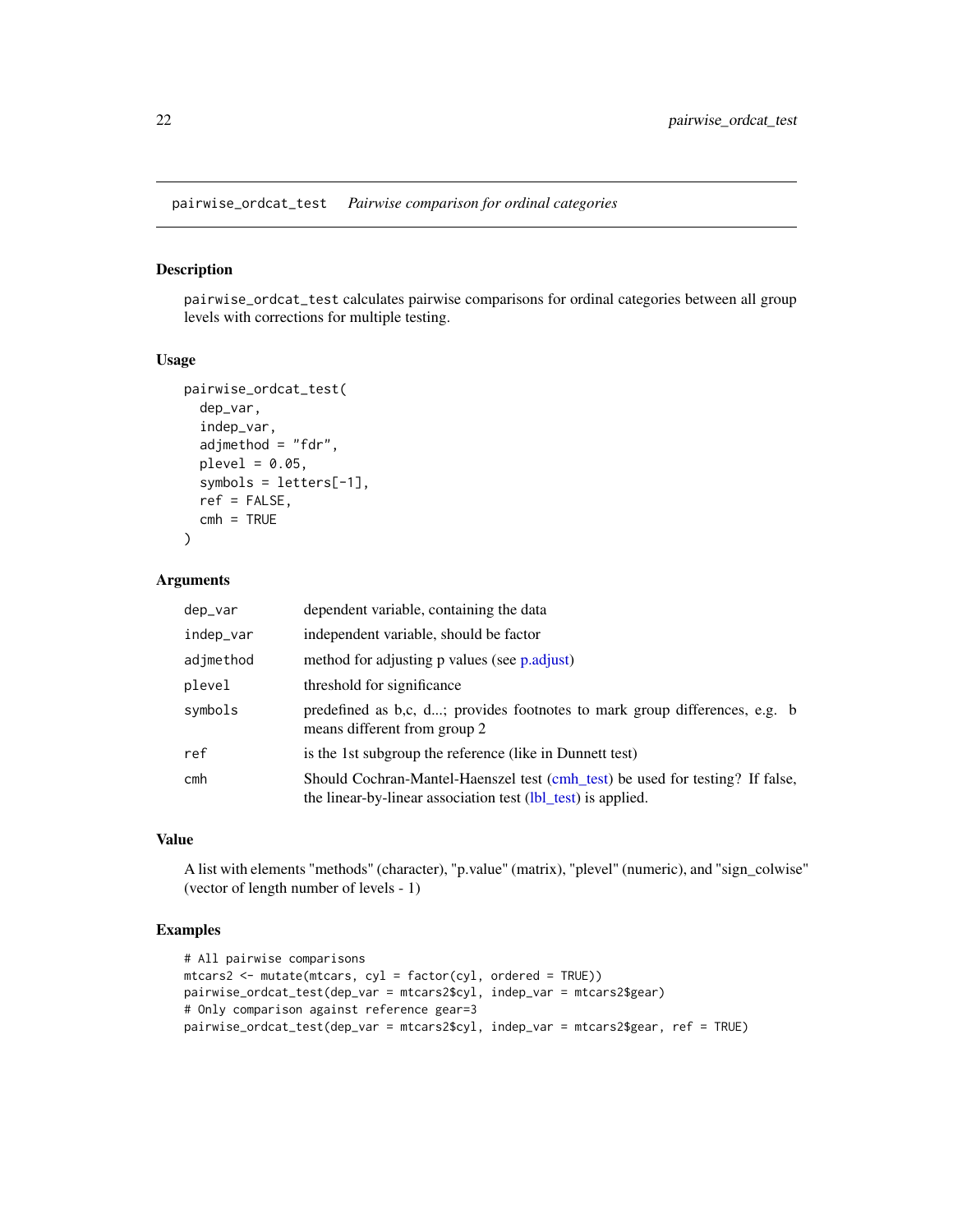## pairwise_ordcat_test    *Pairwise comparison for ordinal categories*

### Description

pairwise_ordcat_test calculates pairwise comparisons for ordinal categories between all group levels with corrections for multiple testing.

### Usage

```
pairwise_ordcat_test(
  dep_var,
  indep_var,
  adjmethod = "fdr",
  plevel = 0.05,
  symbols = letters[-1],
  ref = FALSE,
  cmh = TRUE
)
```

### Arguments

| | |
|---|---|
| dep_var | dependent variable, containing the data |
| indep_var | independent variable, should be factor |
| adjmethod | method for adjusting p values (see p.adjust) |
| plevel | threshold for significance |
| symbols | predefined as b,c, d...; provides footnotes to mark group differences, e.g. b means different from group 2 |
| ref | is the 1st subgroup the reference (like in Dunnett test) |
| cmh | Should Cochran-Mantel-Haenszel test (cmh_test) be used for testing? If false, the linear-by-linear association test (lbl_test) is applied. |

### Value

A list with elements "methods" (character), "p.value" (matrix), "plevel" (numeric), and "sign_colwise" (vector of length number of levels - 1)

### Examples

```
# All pairwise comparisons
mtcars2 <- mutate(mtcars, cyl = factor(cyl, ordered = TRUE))
pairwise_ordcat_test(dep_var = mtcars2$cyl, indep_var = mtcars2$gear)
# Only comparison against reference gear=3
pairwise_ordcat_test(dep_var = mtcars2$cyl, indep_var = mtcars2$gear, ref = TRUE)
```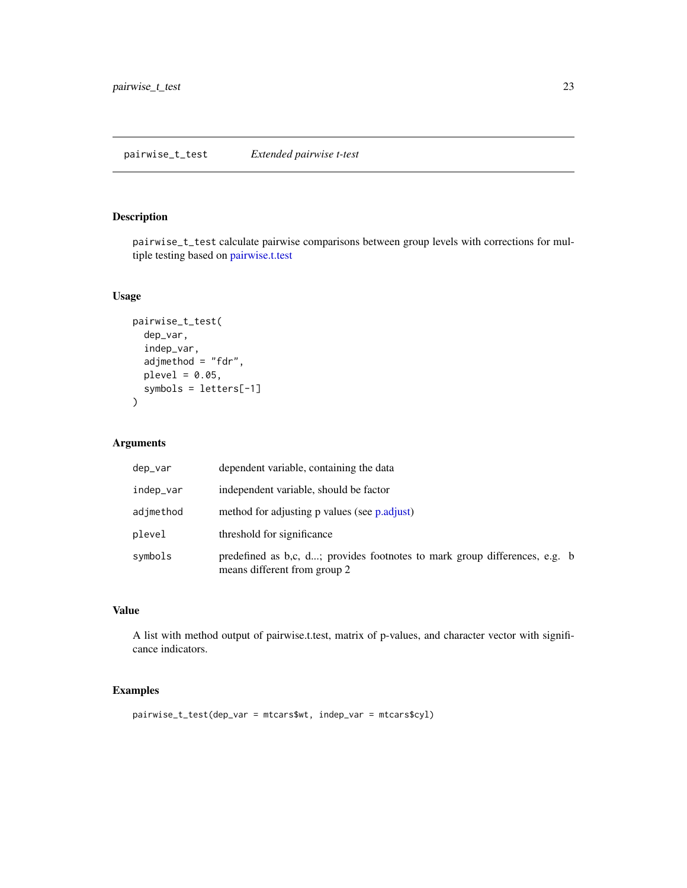# pairwise_t_test — *Extended pairwise t-test*

## Description

pairwise_t_test calculate pairwise comparisons between group levels with corrections for multiple testing based on pairwise.t.test

## Usage

```
pairwise_t_test(
  dep_var,
  indep_var,
  adjmethod = "fdr",
  plevel = 0.05,
  symbols = letters[-1]
)
```

## Arguments

| | |
|---|---|
| dep_var | dependent variable, containing the data |
| indep_var | independent variable, should be factor |
| adjmethod | method for adjusting p values (see p.adjust) |
| plevel | threshold for significance |
| symbols | predefined as b,c, d...; provides footnotes to mark group differences, e.g. b means different from group 2 |

## Value

A list with method output of pairwise.t.test, matrix of p-values, and character vector with significance indicators.

## Examples

```
pairwise_t_test(dep_var = mtcars$wt, indep_var = mtcars$cyl)
```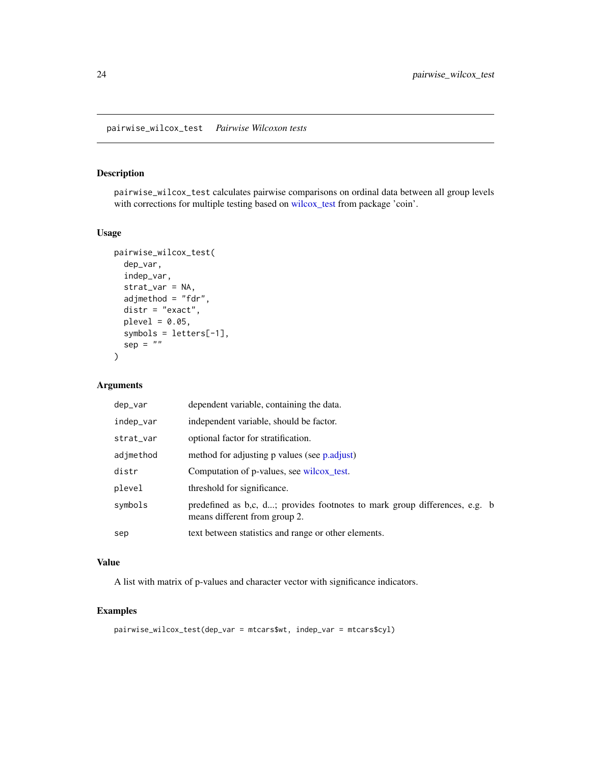## pairwise_wilcox_test *Pairwise Wilcoxon tests*

### Description

pairwise_wilcox_test calculates pairwise comparisons on ordinal data between all group levels with corrections for multiple testing based on wilcox_test from package 'coin'.

### Usage

```
pairwise_wilcox_test(
  dep_var,
  indep_var,
  strat_var = NA,
  adjmethod = "fdr",
  distr = "exact",
  plevel = 0.05,
  symbols = letters[-1],
  sep = ""
)
```

### Arguments

| | |
|---|---|
| dep_var | dependent variable, containing the data. |
| indep_var | independent variable, should be factor. |
| strat_var | optional factor for stratification. |
| adjmethod | method for adjusting p values (see p.adjust) |
| distr | Computation of p-values, see wilcox_test. |
| plevel | threshold for significance. |
| symbols | predefined as b,c, d...; provides footnotes to mark group differences, e.g. b means different from group 2. |
| sep | text between statistics and range or other elements. |

### Value

A list with matrix of p-values and character vector with significance indicators.

### Examples

```
pairwise_wilcox_test(dep_var = mtcars$wt, indep_var = mtcars$cyl)
```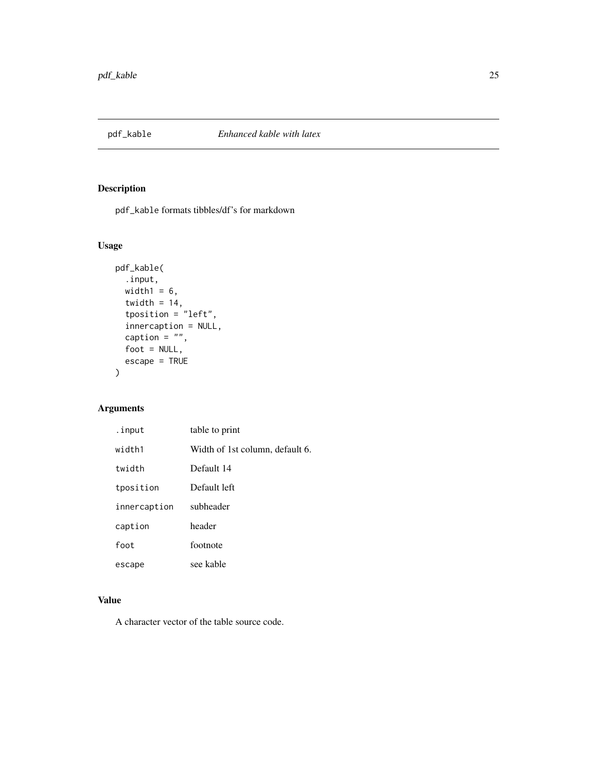## pdf_kable — *Enhanced kable with latex*

### Description

`pdf_kable` formats tibbles/df's for markdown

### Usage

```
pdf_kable(
  .input,
  width1 = 6,
  twidth = 14,
  tposition = "left",
  innercaption = NULL,
  caption = "",
  foot = NULL,
  escape = TRUE
)
```

### Arguments

| Argument | Description |
|---|---|
| `.input` | table to print |
| `width1` | Width of 1st column, default 6. |
| `twidth` | Default 14 |
| `tposition` | Default left |
| `innercaption` | subheader |
| `caption` | header |
| `foot` | footnote |
| `escape` | see kable |

### Value

A character vector of the table source code.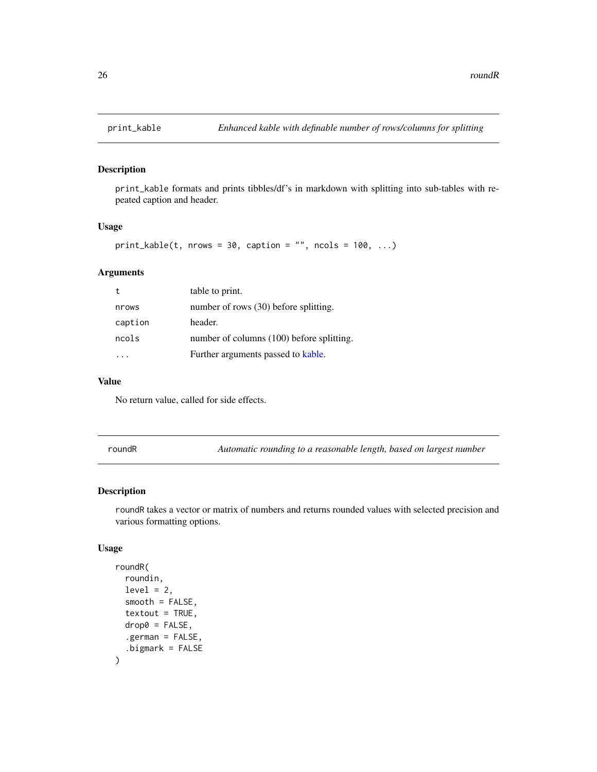## print_kable — *Enhanced kable with definable number of rows/columns for splitting*

### Description

print_kable formats and prints tibbles/df's in markdown with splitting into sub-tables with repeated caption and header.

### Usage

```
print_kable(t, nrows = 30, caption = "", ncols = 100, ...)
```

### Arguments

| | |
|---|---|
| t | table to print. |
| nrows | number of rows (30) before splitting. |
| caption | header. |
| ncols | number of columns (100) before splitting. |
| ... | Further arguments passed to kable. |

### Value

No return value, called for side effects.

## roundR — *Automatic rounding to a reasonable length, based on largest number*

### Description

roundR takes a vector or matrix of numbers and returns rounded values with selected precision and various formatting options.

### Usage

```
roundR(
  roundin,
  level = 2,
  smooth = FALSE,
  textout = TRUE,
  drop0 = FALSE,
  .german = FALSE,
  .bigmark = FALSE
)
```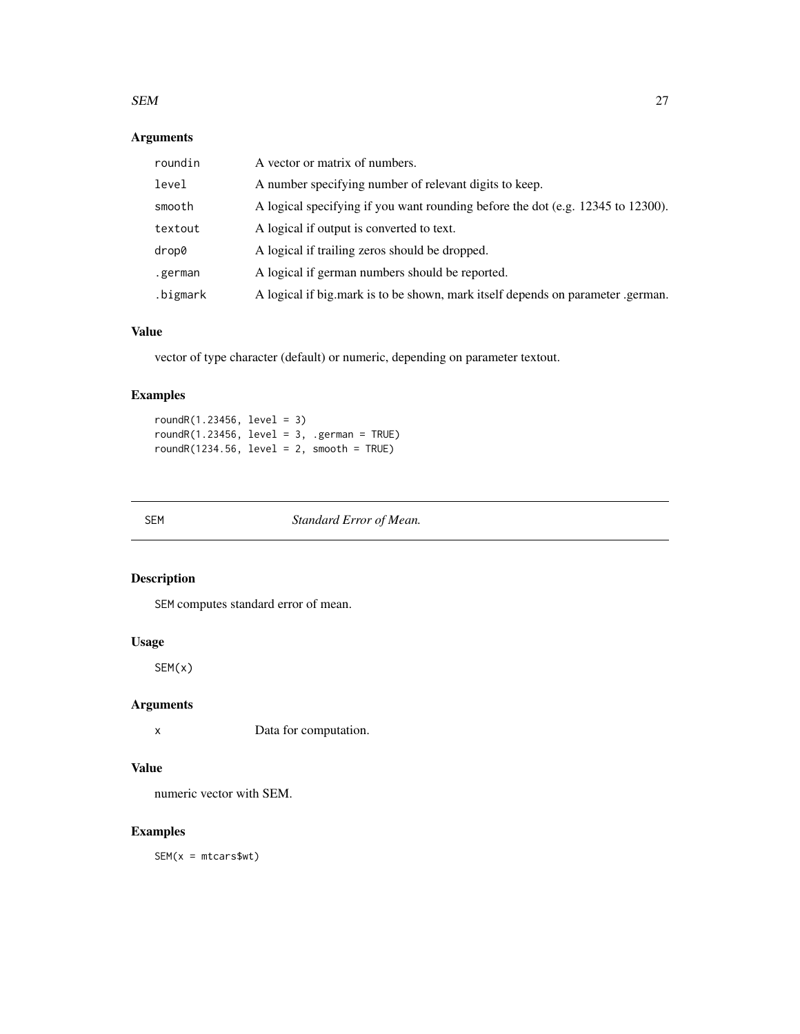### Arguments

| | |
|---|---|
| roundin | A vector or matrix of numbers. |
| level | A number specifying number of relevant digits to keep. |
| smooth | A logical specifying if you want rounding before the dot (e.g. 12345 to 12300). |
| textout | A logical if output is converted to text. |
| drop0 | A logical if trailing zeros should be dropped. |
| .german | A logical if german numbers should be reported. |
| .bigmark | A logical if big.mark is to be shown, mark itself depends on parameter .german. |

### Value

vector of type character (default) or numeric, depending on parameter textout.

### Examples

```
roundR(1.23456, level = 3)
roundR(1.23456, level = 3, .german = TRUE)
roundR(1234.56, level = 2, smooth = TRUE)
```

---

## SEM — *Standard Error of Mean.*

---

### Description

SEM computes standard error of mean.

### Usage

```
SEM(x)
```

### Arguments

| | |
|---|---|
| x | Data for computation. |

### Value

numeric vector with SEM.

### Examples

```
SEM(x = mtcars$wt)
```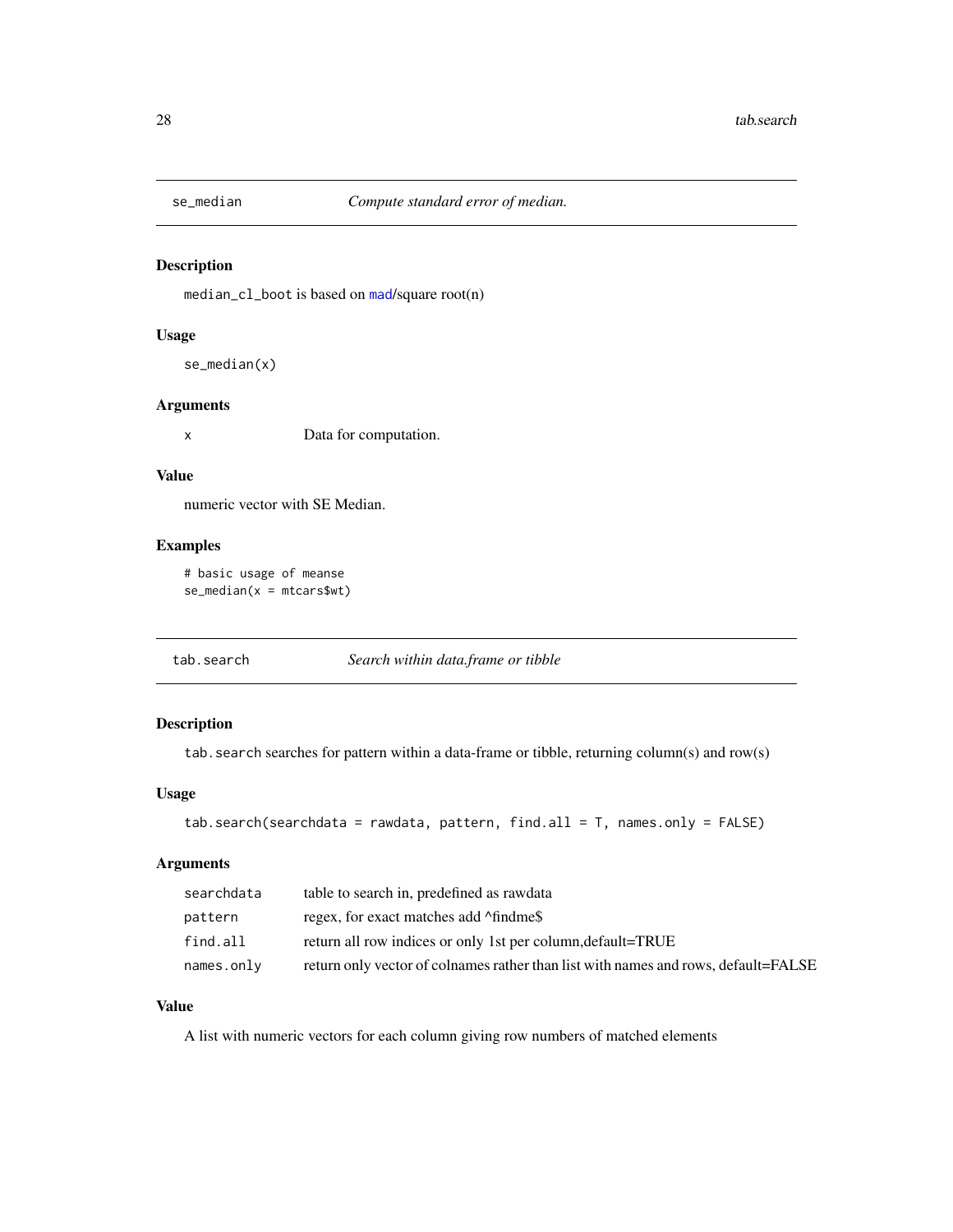## se_median &nbsp;&nbsp;&nbsp;&nbsp; *Compute standard error of median.*

### Description

median_cl_boot is based on mad/square root(n)

### Usage

```
se_median(x)
```

### Arguments

| | |
|---|---|
| x | Data for computation. |

### Value

numeric vector with SE Median.

### Examples

```
# basic usage of meanse
se_median(x = mtcars$wt)
```

## tab.search &nbsp;&nbsp;&nbsp;&nbsp; *Search within data.frame or tibble*

### Description

tab.search searches for pattern within a data-frame or tibble, returning column(s) and row(s)

### Usage

```
tab.search(searchdata = rawdata, pattern, find.all = T, names.only = FALSE)
```

### Arguments

| | |
|---|---|
| searchdata | table to search in, predefined as rawdata |
| pattern | regex, for exact matches add ^findme$ |
| find.all | return all row indices or only 1st per column,default=TRUE |
| names.only | return only vector of colnames rather than list with names and rows, default=FALSE |

### Value

A list with numeric vectors for each column giving row numbers of matched elements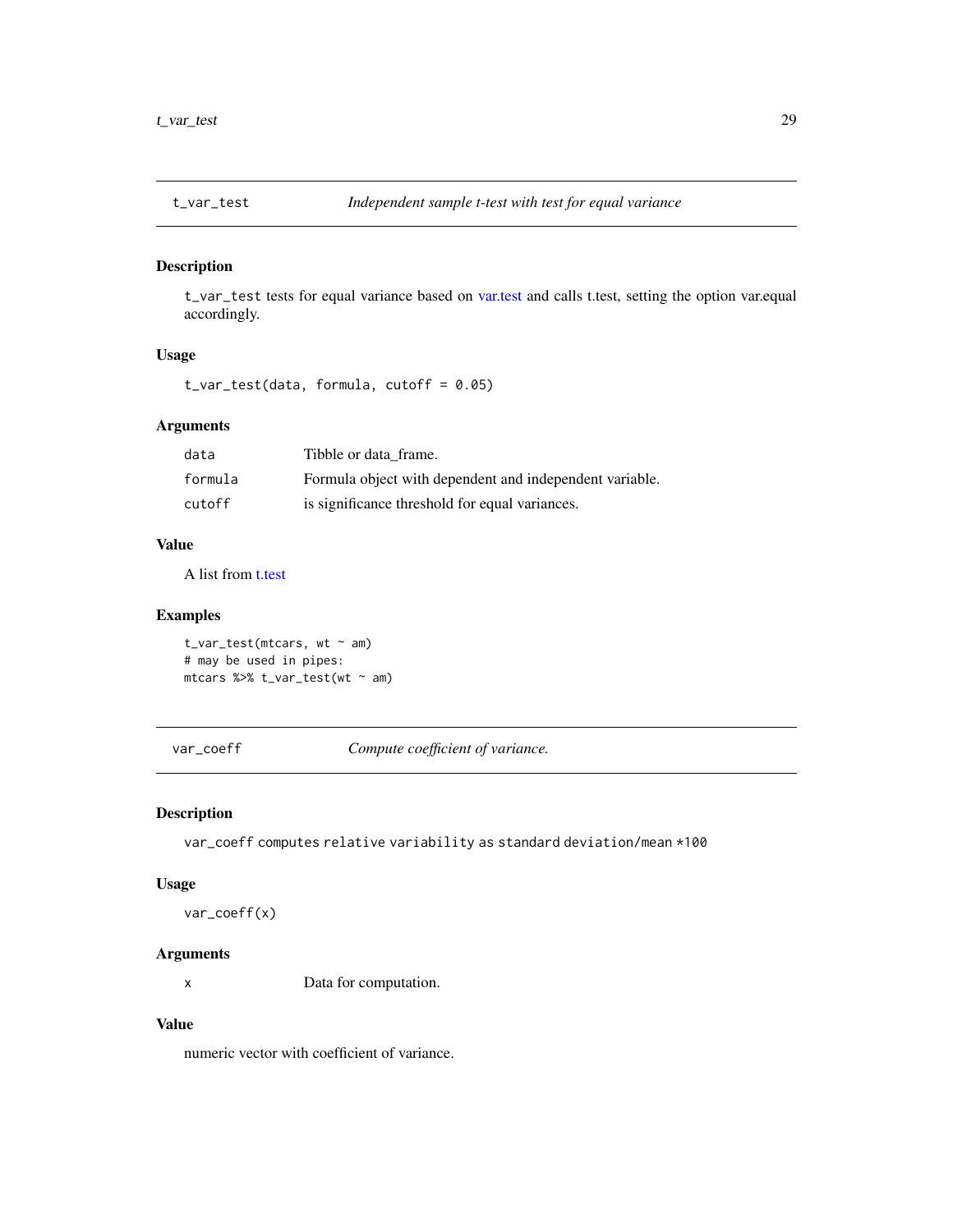## t_var_test    *Independent sample t-test with test for equal variance*

### Description

t_var_test tests for equal variance based on var.test and calls t.test, setting the option var.equal accordingly.

### Usage

```
t_var_test(data, formula, cutoff = 0.05)
```

### Arguments

| | |
|---|---|
| data | Tibble or data_frame. |
| formula | Formula object with dependent and independent variable. |
| cutoff | is significance threshold for equal variances. |

### Value

A list from t.test

### Examples

```
t_var_test(mtcars, wt ~ am)
# may be used in pipes:
mtcars %>% t_var_test(wt ~ am)
```

## var_coeff    *Compute coefficient of variance.*

### Description

var_coeff computes relative variability as standard deviation/mean *100

### Usage

```
var_coeff(x)
```

### Arguments

| | |
|---|---|
| x | Data for computation. |

### Value

numeric vector with coefficient of variance.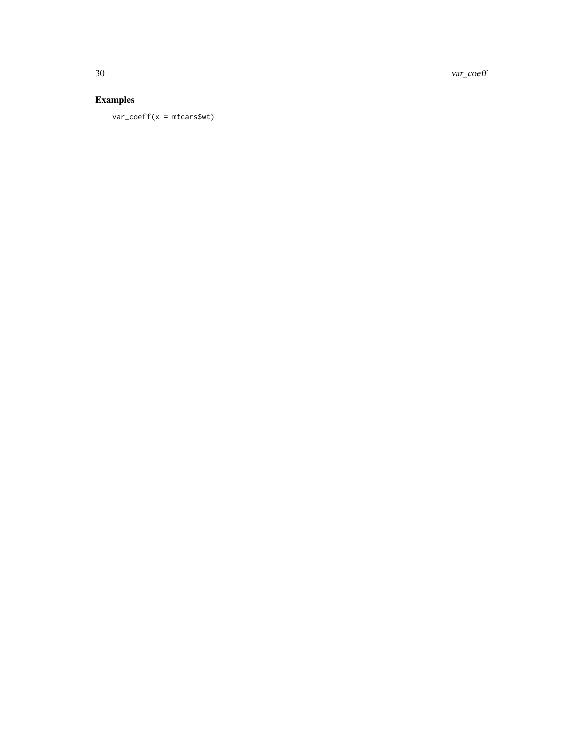## Examples

```
var_coeff(x = mtcars$wt)
```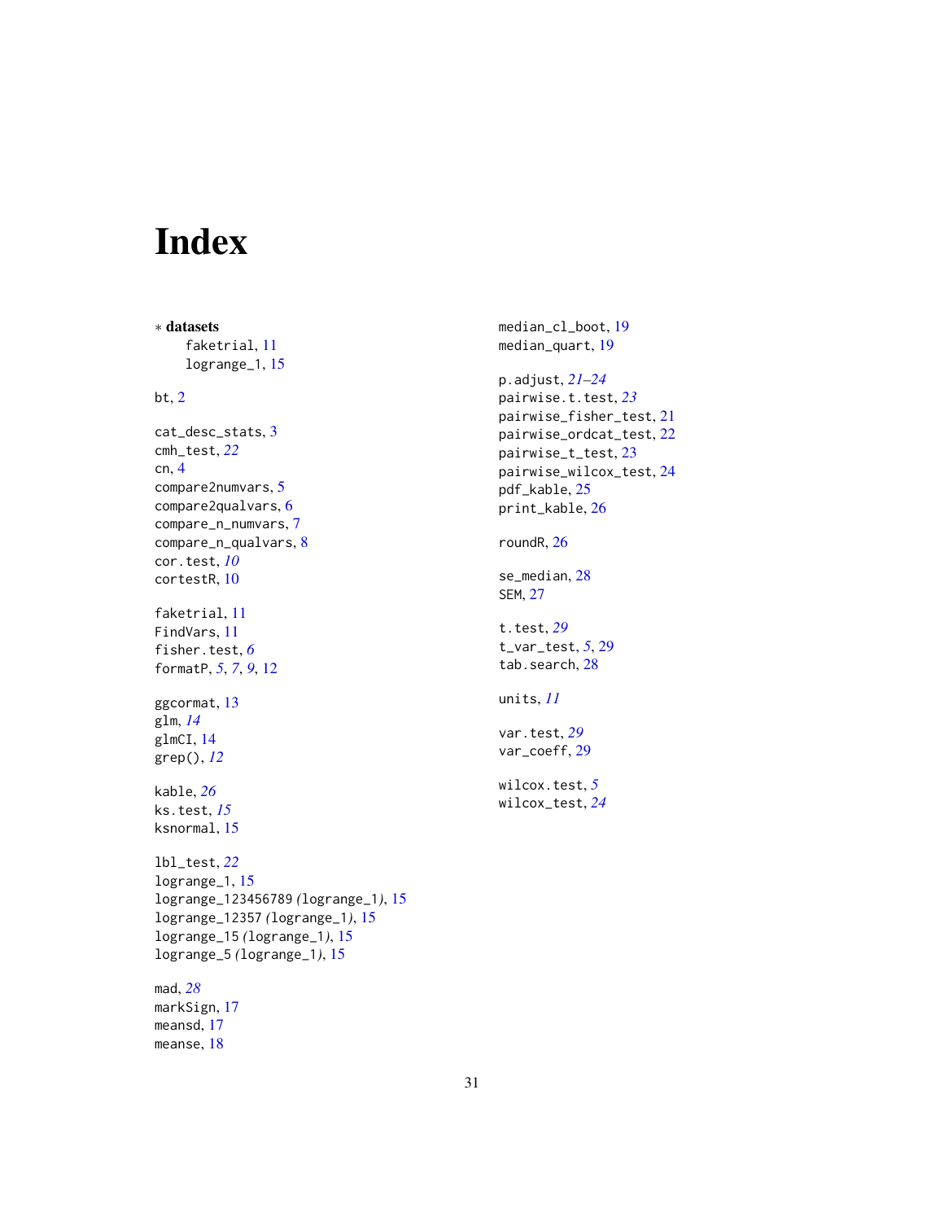# Index

∗ **datasets**
  faketrial, 11
  logrange_1, 15

bt, 2

cat_desc_stats, 3
cmh_test, *22*
cn, 4
compare2numvars, 5
compare2qualvars, 6
compare_n_numvars, 7
compare_n_qualvars, 8
cor.test, *10*
cortestR, 10

faketrial, 11
FindVars, 11
fisher.test, *6*
formatP, *5*, *7*, *9*, 12

ggcormat, 13
glm, *14*
glmCI, 14
grep(), *12*

kable, *26*
ks.test, *15*
ksnormal, 15

lbl_test, *22*
logrange_1, 15
logrange_123456789 *(*logrange_1*)*, 15
logrange_12357 *(*logrange_1*)*, 15
logrange_15 *(*logrange_1*)*, 15
logrange_5 *(*logrange_1*)*, 15

mad, *28*
markSign, 17
meansd, 17
meanse, 18
median_cl_boot, 19
median_quart, 19

p.adjust, *21–24*
pairwise.t.test, *23*
pairwise_fisher_test, 21
pairwise_ordcat_test, 22
pairwise_t_test, 23
pairwise_wilcox_test, 24
pdf_kable, 25
print_kable, 26

roundR, 26

se_median, 28
SEM, 27

t.test, *29*
t_var_test, *5*, 29
tab.search, 28

units, *11*

var.test, *29*
var_coeff, 29

wilcox.test, *5*
wilcox_test, *24*